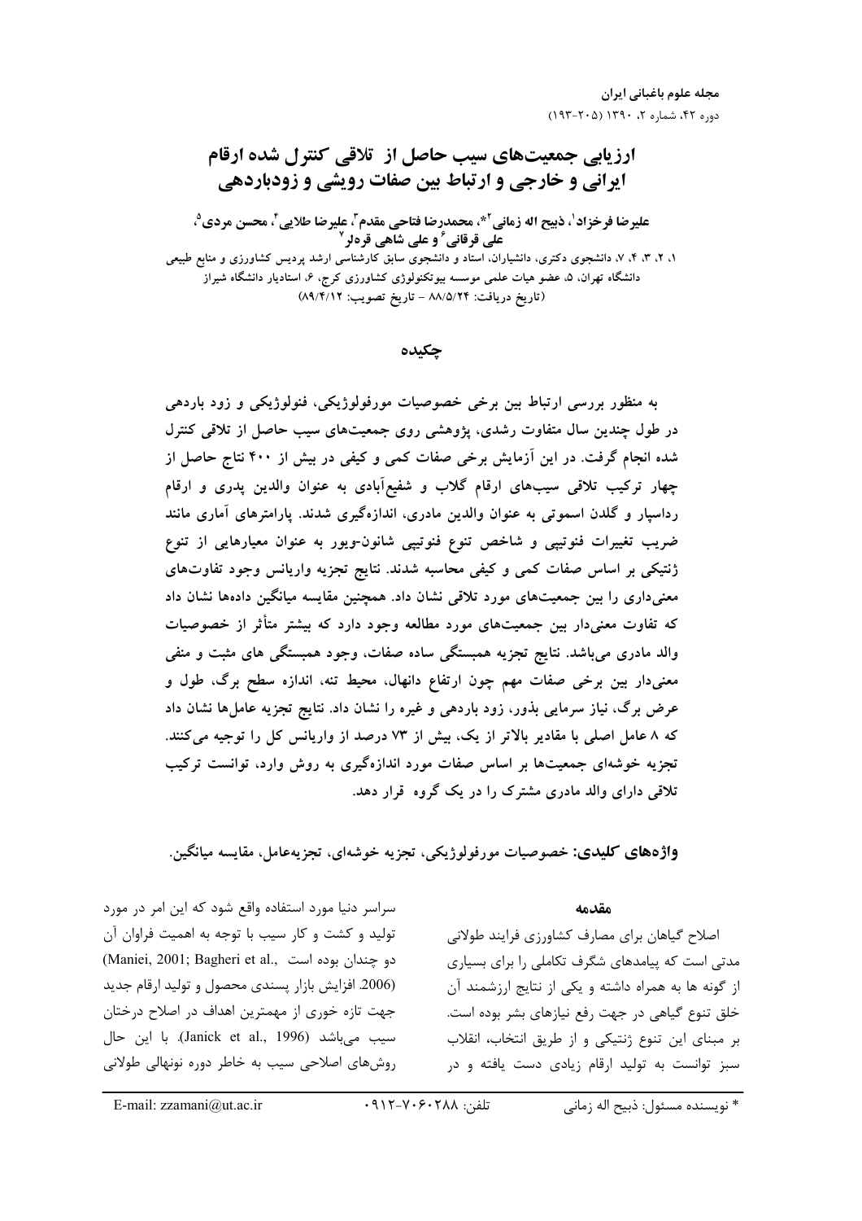# ارزیابی جمعیت‌های سیب حاصل از تلاقی کنترل شده ارقام ایرانی و خارجی و ارتباط بین صفات رویشی و زودباردهی

**علیرضا فرخزاد[1]، ذبیح اله زمانی[2]*، محمدرضا فتاحی مقدم[3]، علیرضا طلایی[4]، محسن مردی[5]، علی قرقانی[6] و علی شاهی قره‌لر[7]**

۱، ۲، ۳، ۴، ۷، دانشجوی دکتری، دانشیاران، استاد و دانشجوی سابق کارشناسی ارشد پردیس کشاورزی و منابع طبیعی دانشگاه تهران، ۵، عضو هیات علمی موسسه بیوتکنولوژی کشاورزی کرج، ۶، استادیار دانشگاه شیراز

(تاریخ دریافت: ۸۸/۵/۲۴ - تاریخ تصویب: ۸۹/۴/۱۲)

## چکیده

به منظور بررسی ارتباط بین برخی خصوصیات مورفولوژیکی، فنولوژیکی و زود باردهی در طول چندین سال متفاوت رشدی، پژوهشی روی جمعیت‌های سیب حاصل از تلاقی کنترل شده انجام گرفت. در این آزمایش برخی صفات کمی و کیفی در بیش از ۴۰۰ نتاج حاصل از چهار ترکیب تلاقی سیب‌های ارقام گلاب و شفیع‌آبادی به عنوان والدین پدری و ارقام رداسپار و گلدن اسموتی به عنوان والدین مادری، اندازه‌گیری شدند. پارامترهای آماری مانند ضریب تغییرات فنوتیپی و شاخص تنوع فنوتیپی شانون-ویور به عنوان معیارهایی از تنوع ژنتیکی بر اساس صفات کمی و کیفی محاسبه شدند. نتایج تجزیه واریانس وجود تفاوت‌های معنی‌داری را بین جمعیت‌های مورد تلاقی نشان داد. همچنین مقایسه میانگین داده‌ها نشان داد که تفاوت معنی‌دار بین جمعیت‌های مورد مطالعه وجود دارد که بیشتر متأثر از خصوصیات والد مادری می‌باشد. نتایج تجزیه همبستگی ساده صفات، وجود همبستگی های مثبت و منفی معنی‌دار بین برخی صفات مهم چون ارتفاع دانهال، محیط تنه، اندازه سطح برگ، طول و عرض برگ، نیاز سرمایی بذور، زود باردهی و غیره را نشان داد. نتایج تجزیه عامل‌ها نشان داد که ۸ عامل اصلی با مقادیر بالاتر از یک، بیش از ۷۳ درصد از واریانس کل را توجیه می‌کنند. تجزیه خوشه‌ای جمعیت‌ها بر اساس صفات مورد اندازه‌گیری به روش وارد، توانست ترکیب تلاقی دارای والد مادری مشترک را در یک گروه قرار دهد.

**واژه‌های کلیدی:** خصوصیات مورفولوژیکی، تجزیه خوشه‌ای، تجزیه‌عامل، مقایسه میانگین.

## مقدمه

اصلاح گیاهان برای مصارف کشاورزی فرایند طولانی مدتی است که پیامدهای شگرف تکاملی را برای بسیاری از گونه ها به همراه داشته و یکی از نتایج ارزشمند آن خلق تنوع گیاهی در جهت رفع نیازهای بشر بوده است. بر مبنای این تنوع ژنتیکی و از طریق انتخاب، انقلاب سبز توانست به تولید ارقام زیادی دست یافته و در سراسر دنیا مورد استفاده واقع شود که این امر در مورد تولید و کشت و کار سیب با توجه به اهمیت فراوان آن دو چندان بوده است (Maniei, 2001; Bagheri et al., 2006). افزایش بازار پسندی محصول و تولید ارقام جدید جهت تازه خوری از مهمترین اهداف در اصلاح درختان سیب می‌باشد (Janick et al., 1996). با این حال روش‌های اصلاحی سیب به خاطر دوره نونهالی طولانی

\* نویسنده مسئول: ذبیح اله زمانی &nbsp;&nbsp;&nbsp; تلفن: ۰۹۱۲-۷۰۶۰۲۸۸ &nbsp;&nbsp;&nbsp; E-mail: zzamani@ut.ac.ir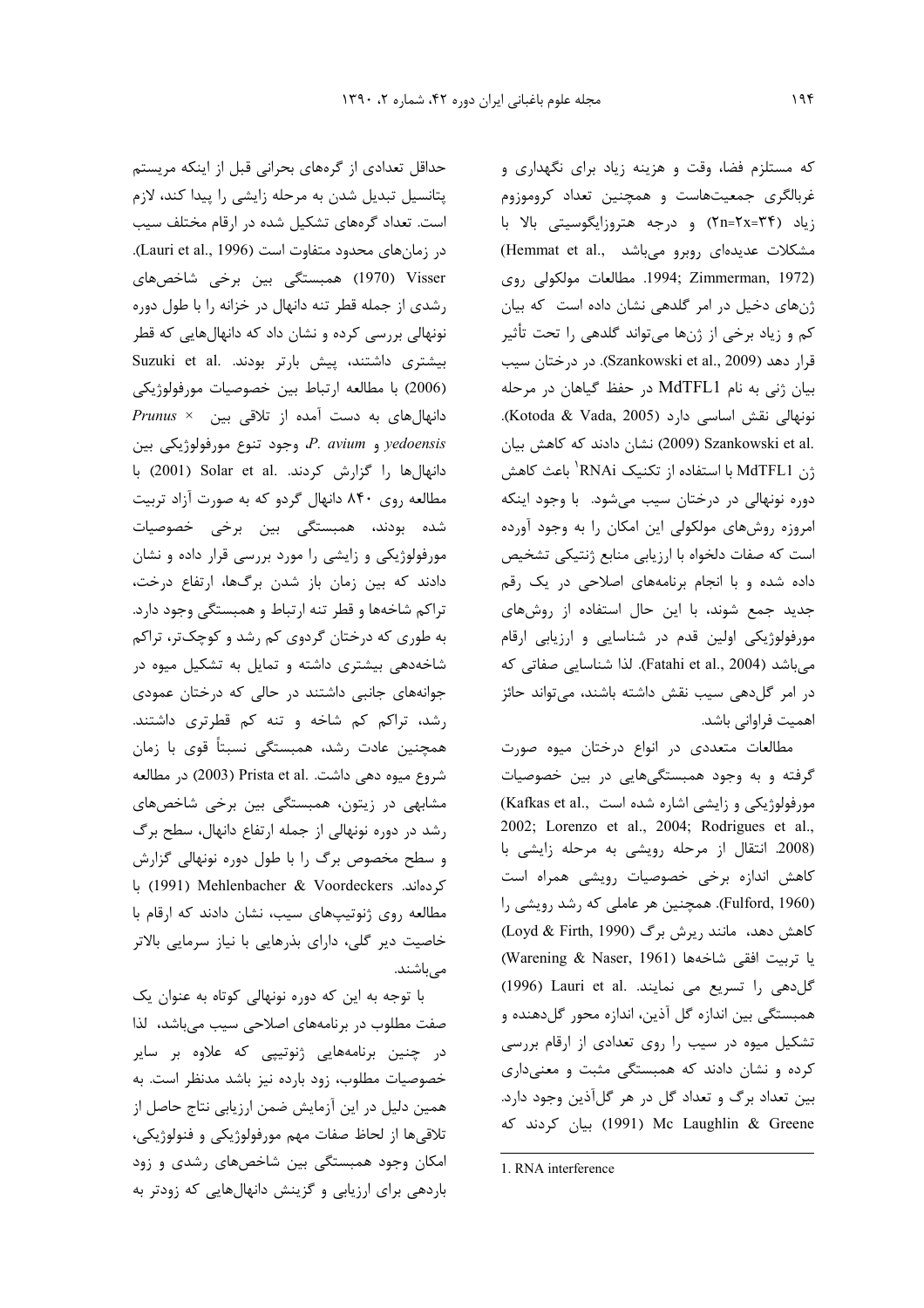که مستلزم فضا، وقت و هزینه زیاد برای نگهداری و غربالگری جمعیت‌هاست و همچنین تعداد کروموزوم زیاد (۲n=۲x=۳۴) و درجه هتروزایگوسیتی بالا با مشکلات عدیده‌ای روبرو می‌باشد (Hemmat et al., 1994; Zimmerman, 1972). مطالعات مولکولی روی ژن‌های دخیل در امر گلدهی نشان داده است که بیان کم و زیاد برخی از ژن‌ها می‌تواند گلدهی را تحت تأثیر قرار دهد (Szankowski et al., 2009). در درختان سیب بیان ژنی به نام MdTFL1 در حفظ گیاهان در مرحله نونهالی نقش اساسی دارد (Kotoda & Vada, 2005). Szankowski et al. (2009) نشان دادند که کاهش بیان ژن MdTFL1 با استفاده از تکنیک RNAi[1] باعث کاهش دوره نونهالی در درختان سیب می‌شود. با وجود اینکه امروزه روش‌های مولکولی این امکان را به وجود آورده است که صفات دلخواه با ارزیابی منابع ژنتیکی تشخیص داده شده و با انجام برنامه‌های اصلاحی در یک رقم جدید جمع شوند، با این حال استفاده از روش‌های مورفولوژیکی اولین قدم در شناسایی و ارزیابی ارقام می‌باشد (Fatahi et al., 2004). لذا شناسایی صفاتی که در امر گل‌دهی سیب نقش داشته باشند، می‌تواند حائز اهمیت فراوانی باشد.

مطالعات متعددی در انواع درختان میوه صورت گرفته و به وجود همبستگی‌هایی در بین خصوصیات مورفولوژیکی و زایشی اشاره شده است (Kafkas et al., 2002; Lorenzo et al., 2004; Rodrigues et al., 2008). انتقال از مرحله رویشی به مرحله زایشی با کاهش اندازه برخی خصوصیات رویشی همراه است (Fulford, 1960). همچنین هر عاملی که رشد رویشی را کاهش دهد، مانند ریزش برگ (Loyd & Firth, 1990) یا تربیت افقی شاخه‌ها (Warening & Naser, 1961) گل‌دهی را تسریع می نمایند. Lauri et al. (1996) همبستگی بین اندازه گل آذین، اندازه محور گل‌دهنده و تشکیل میوه در سیب را روی تعدادی از ارقام بررسی کرده و نشان دادند که همبستگی مثبت و معنی‌داری بین تعداد برگ و تعداد گل در هر گل‌آذین وجود دارد. Mc Laughlin & Greene (1991) بیان کردند که حداقل تعدادی از گره‌های بحرانی قبل از اینکه مریستم پتانسیل تبدیل شدن به مرحله زایشی را پیدا کند، لازم است. تعداد گره‌های تشکیل شده در ارقام مختلف سیب در زمان‌های محدود متفاوت است (Lauri et al., 1996). Visser (1970) همبستگی بین برخی شاخص‌های رشدی از جمله قطر تنه دانهال در خزانه را با طول دوره نونهالی بررسی کرده و نشان داد که دانهال‌هایی که قطر بیشتری داشتند، پیش بارتر بودند. Suzuki et al. (2006) با مطالعه ارتباط بین خصوصیات مورفولوژیکی دانهال‌های به دست آمده از تلاقی بین *Prunus × yedoensis* و *P. avium*، وجود تنوع مورفولوژیکی بین دانهال‌ها را گزارش کردند. Solar et al. (2001) با مطالعه روی ۸۴۰ دانهال گردو که به صورت آزاد تربیت شده بودند، همبستگی بین برخی خصوصیات مورفولوژیکی و زایشی را مورد بررسی قرار داده و نشان دادند که بین زمان باز شدن برگ‌ها، ارتفاع درخت، تراکم شاخه‌ها و قطر تنه ارتباط و همبستگی وجود دارد. به طوری که درختان گردوی کم رشد و کوچک‌تر، تراکم شاخه‌دهی بیشتری داشته و تمایل به تشکیل میوه در جوانه‌های جانبی داشتند در حالی که درختان عمودی رشد، تراکم کم شاخه و تنه کم قطرتری داشتند. همچنین عادت رشد، همبستگی نسبتاً قوی با زمان شروع میوه دهی داشت. Prista et al. (2003) در مطالعه مشابهی در زیتون، همبستگی بین برخی شاخص‌های رشد در دوره نونهالی از جمله ارتفاع دانهال، سطح برگ و سطح مخصوص برگ را با طول دوره نونهالی گزارش کرده‌اند. Mehlenbacher & Voordeckers (1991) با مطالعه روی ژنوتیپ‌های سیب، نشان دادند که ارقام با خاصیت دیر گلی، دارای بذرهایی با نیاز سرمایی بالاتر می‌باشند.

با توجه به این که دوره نونهالی کوتاه به عنوان یک صفت مطلوب در برنامه‌های اصلاحی سیب می‌باشد، لذا در چنین برنامه‌هایی ژنوتیپی که علاوه بر سایر خصوصیات مطلوب، زود بارده نیز باشد مدنظر است. به همین دلیل در این آزمایش ضمن ارزیابی نتاج حاصل از تلاقی‌ها از لحاظ صفات مهم مورفولوژیکی و فنولوژیکی، امکان وجود همبستگی بین شاخص‌های رشدی و زود باردهی برای ارزیابی و گزینش دانهال‌هایی که زودتر به

---

1. RNA interference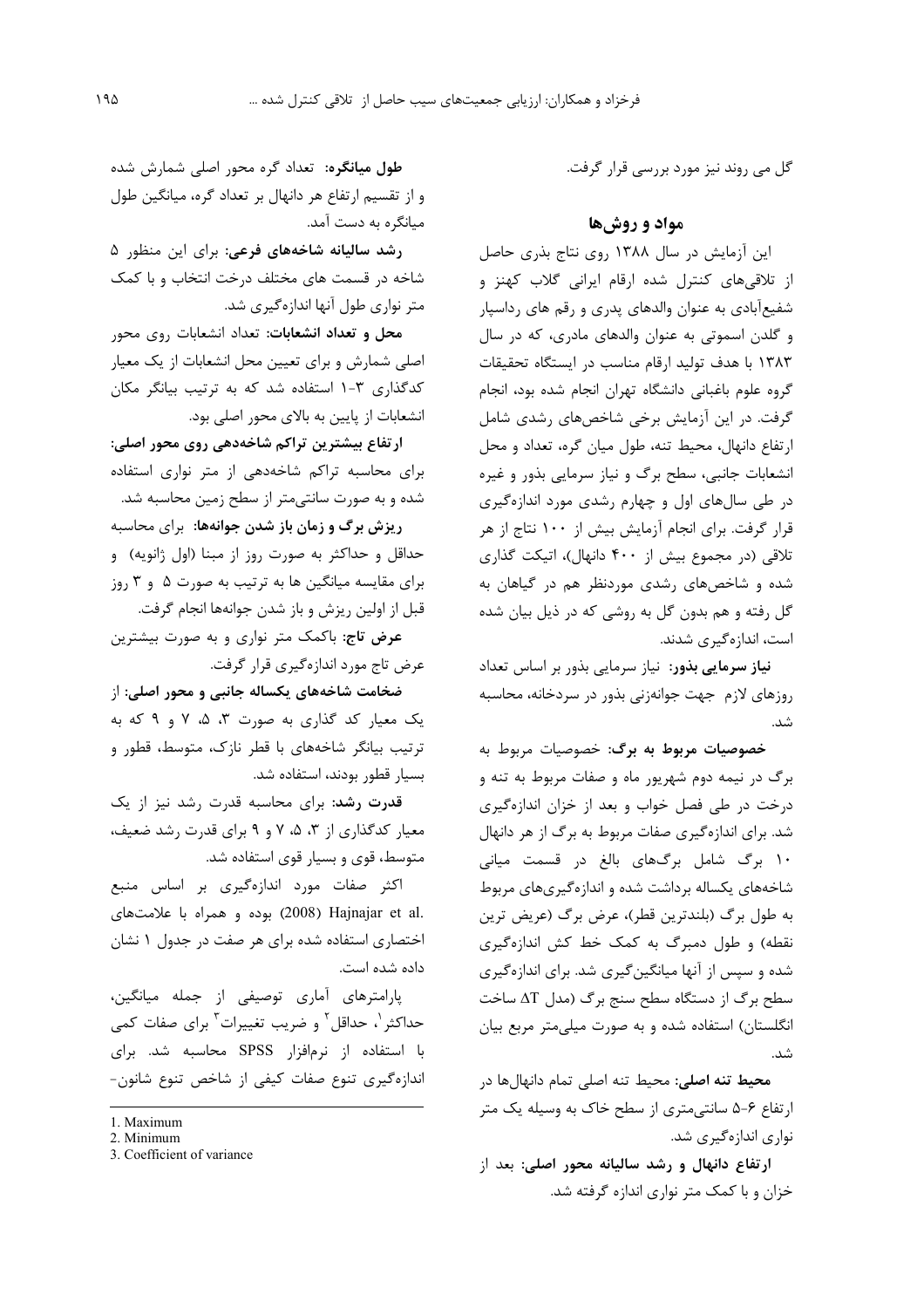گل می روند نیز مورد بررسی قرار گرفت.

## مواد و روش‌ها

این آزمایش در سال ۱۳۸۸ روی نتاج بذری حاصل از تلاقی‌های کنترل شده ارقام ایرانی گلاب کهنز و شفیع‌آبادی به عنوان والدهای پدری و رقم های رداسپار و گلدن اسموتی به عنوان والدهای مادری، که در سال ۱۳۸۳ با هدف تولید ارقام مناسب در ایستگاه تحقیقات گروه علوم باغبانی دانشگاه تهران انجام شده بود، انجام گرفت. در این آزمایش برخی شاخص‌های رشدی شامل ارتفاع دانهال، محیط تنه، طول میان گره، تعداد و محل انشعابات جانبی، سطح برگ و نیاز سرمایی بذور و غیره در طی سال‌های اول و چهارم رشدی مورد اندازه‌گیری قرار گرفت. برای انجام آزمایش بیش از ۱۰۰ نتاج از هر تلاقی (در مجموع بیش از ۴۰۰ دانهال)، اتیکت گذاری شده و شاخص‌های رشدی موردنظر هم در گیاهان به گل رفته و هم بدون گل به روشی که در ذیل بیان شده است، اندازه‌گیری شدند.

**نیاز سرمایی بذور:** نیاز سرمایی بذور بر اساس تعداد روزهای لازم جهت جوانه‌زنی بذور در سردخانه، محاسبه شد.

**خصوصیات مربوط به برگ:** خصوصیات مربوط به برگ در نیمه دوم شهریور ماه و صفات مربوط به تنه و درخت در طی فصل خواب و بعد از خزان اندازه‌گیری شد. برای اندازه‌گیری صفات مربوط به برگ از هر دانهال ۱۰ برگ شامل برگ‌های بالغ در قسمت میانی شاخه‌های یکساله برداشت شده و اندازه‌گیری‌های مربوط به طول برگ (بلندترین قطر)، عرض برگ (عریض ترین نقطه) و طول دمبرگ به کمک خط کش اندازه‌گیری شده و سپس از آنها میانگین‌گیری شد. برای اندازه‌گیری سطح برگ از دستگاه سطح سنج برگ (مدل ΔT ساخت انگلستان) استفاده شده و به صورت میلی‌متر مربع بیان شد.

**محیط تنه اصلی:** محیط تنه اصلی تمام دانهال‌ها در ارتفاع ۶-۵ سانتی‌متری از سطح خاک به وسیله یک متر نواری اندازه‌گیری شد.

**ارتفاع دانهال و رشد سالیانه محور اصلی:** بعد از خزان و با کمک متر نواری اندازه گرفته شد.

**طول میانگره:** تعداد گره محور اصلی شمارش شده و از تقسیم ارتفاع هر دانهال بر تعداد گره، میانگین طول میانگره به دست آمد.

**رشد سالیانه شاخه‌های فرعی:** برای این منظور ۵ شاخه در قسمت های مختلف درخت انتخاب و با کمک متر نواری طول آنها اندازه‌گیری شد.

**محل و تعداد انشعابات:** تعداد انشعابات روی محور اصلی شمارش و برای تعیین محل انشعابات از یک معیار کدگذاری ۳-۱ استفاده شد که به ترتیب بیانگر مکان انشعابات از پایین به بالای محور اصلی بود.

**ارتفاع بیشترین تراکم شاخه‌دهی روی محور اصلی:** برای محاسبه تراکم شاخه‌دهی از متر نواری استفاده شده و به صورت سانتی‌متر از سطح زمین محاسبه شد.

**ریزش برگ و زمان باز شدن جوانه‌ها:** برای محاسبه حداقل و حداکثر به صورت روز از مبنا (اول ژانویه) و برای مقایسه میانگین ها به ترتیب به صورت ۵ و ۳ روز قبل از اولین ریزش و باز شدن جوانه‌ها انجام گرفت.

**عرض تاج:** باکمک متر نواری و به صورت بیشترین عرض تاج مورد اندازه‌گیری قرار گرفت.

**ضخامت شاخه‌های یکساله جانبی و محور اصلی:** از یک معیار کد گذاری به صورت ۳، ۵، ۷ و ۹ که به ترتیب بیانگر شاخه‌های با قطر نازک، متوسط، قطور و بسیار قطور بودند، استفاده شد.

**قدرت رشد:** برای محاسبه قدرت رشد نیز از یک معیار کدگذاری از ۳، ۵، ۷ و ۹ برای قدرت رشد ضعیف، متوسط، قوی و بسیار قوی استفاده شد.

اکثر صفات مورد اندازه‌گیری بر اساس منبع Hajnajar et al. (2008) بوده و همراه با علامت‌های اختصاری استفاده شده برای هر صفت در جدول ۱ نشان داده شده است.

پارامترهای آماری توصیفی از جمله میانگین، حداکثر[1]، حداقل[2] و ضریب تغییرات[3] برای صفات کمی با استفاده از نرم‌افزار SPSS محاسبه شد. برای اندازه‌گیری تنوع صفات کیفی از شاخص تنوع شانون-

---

1. Maximum
2. Minimum
3. Coefficient of variance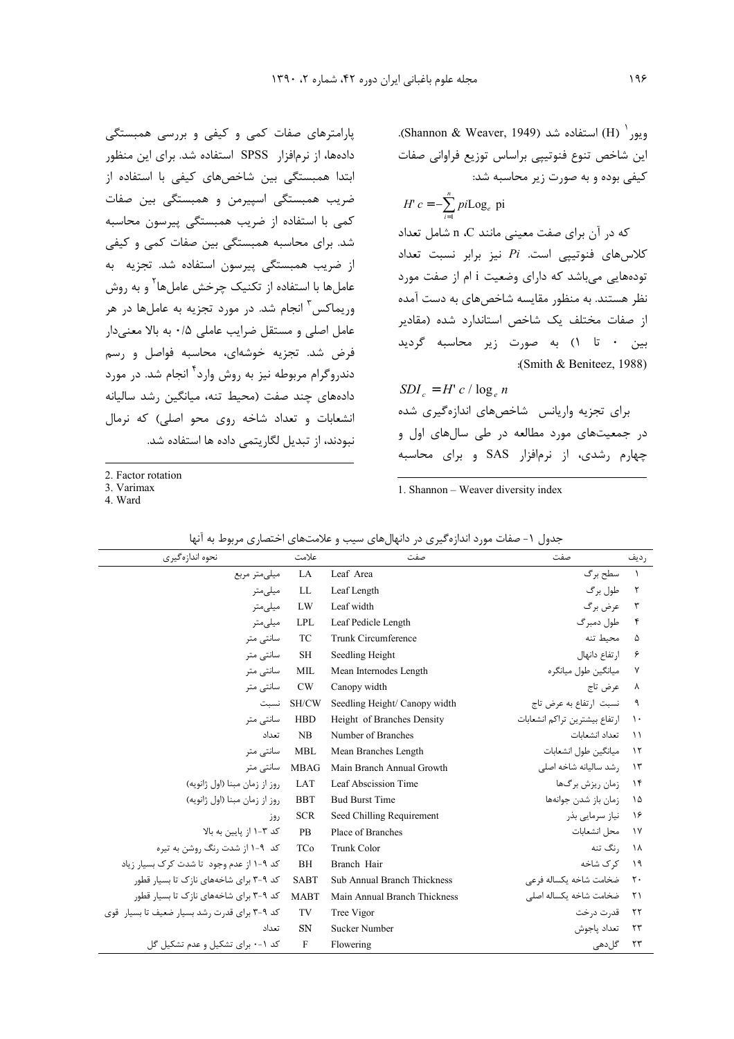ویور[1] (H) استفاده شد (Shannon & Weaver, 1949). این شاخص تنوع فنوتیپی براساس توزیع فراوانی صفات کیفی بوده و به صورت زیر محاسبه شد:

$$H'c = -\sum_{i=1}^{n} pi \text{Log}_e \text{ pi}$$

که در آن برای صفت معینی مانند C، n شامل تعداد کلاس‌های فنوتیپی است. $Pi$ نیز برابر نسبت تعداد توده‌هایی می‌باشد که دارای وضعیت i ام از صفت مورد نظر هستند. به منظور مقایسه شاخص‌های به دست آمده از صفات مختلف یک شاخص استاندارد شده (مقادیر بین ۰ تا ۱) به صورت زیر محاسبه گردید (Smith & Beniteez, 1988):

$$SDI_c = H'c / \log_e n$$

برای تجزیه واریانس شاخص‌های اندازه‌گیری شده در جمعیت‌های مورد مطالعه در طی سال‌های اول و چهارم رشدی، از نرم‌افزار SAS و برای محاسبه پارامترهای صفات کمی و کیفی و بررسی همبستگی داده‌ها، از نرم‌افزار SPSS استفاده شد. برای این منظور ابتدا همبستگی بین شاخص‌های کیفی با استفاده از ضریب همبستگی اسپیرمن و همبستگی بین صفات کمی با استفاده از ضریب همبستگی پیرسون محاسبه شد. برای محاسبه همبستگی بین صفات کمی و کیفی از ضریب همبستگی پیرسون استفاده شد. تجزیه به عامل‌ها با استفاده از تکنیک چرخش عامل‌ها[2] و به روش وریماکس[3] انجام شد. در مورد تجزیه به عامل‌ها در هر عامل اصلی و مستقل ضرایب عاملی ۰/۵ به بالا معنی‌دار فرض شد. تجزیه خوشه‌ای، محاسبه فواصل و رسم دندروگرام مربوطه نیز به روش وارد[4] انجام شد. در مورد داده‌های چند صفت (محیط تنه، میانگین رشد سالیانه انشعابات و تعداد شاخه روی محو اصلی) که نرمال نبودند، از تبدیل لگاریتمی داده ها استفاده شد.

1. Shannon – Weaver diversity index

2. Factor rotation
3. Varimax
4. Ward

جدول ۱- صفات مورد اندازه‌گیری در دانهال‌های سیب و علامت‌های اختصاری مربوط به آنها

| ردیف | صفت | صفت | علامت | نحوه اندازه‌گیری |
|---|---|---|---|---|
| ۱ | سطح برگ | Leaf Area | LA | میلی‌متر مربع |
| ۲ | طول برگ | Leaf Length | LL | میلی‌متر |
| ۳ | عرض برگ | Leaf width | LW | میلی‌متر |
| ۴ | طول دمبرگ | Leaf Pedicle Length | LPL | میلی‌متر |
| ۵ | محیط تنه | Trunk Circumference | TC | سانتی متر |
| ۶ | ارتفاع دانهال | Seedling Height | SH | سانتی متر |
| ۷ | میانگین طول میانگره | Mean Internodes Length | MIL | سانتی متر |
| ۸ | عرض تاج | Canopy width | CW | سانتی متر |
| ۹ | نسبت ارتفاع به عرض تاج | Seedling Height/ Canopy width | SH/CW | نسبت |
| ۱۰ | ارتفاع بیشترین تراکم انشعابات | Height of Branches Density | HBD | سانتی متر |
| ۱۱ | تعداد انشعابات | Number of Branches | NB | تعداد |
| ۱۲ | میانگین طول انشعابات | Mean Branches Length | MBL | سانتی متر |
| ۱۳ | رشد سالیانه شاخه اصلی | Main Branch Annual Growth | MBAG | سانتی متر |
| ۱۴ | زمان ریزش برگ‌ها | Leaf Abscission Time | LAT | روز از زمان مبنا (اول ژانویه) |
| ۱۵ | زمان باز شدن جوانه‌ها | Bud Burst Time | BBT | روز از زمان مبنا (اول ژانویه) |
| ۱۶ | نیاز سرمایی بذر | Seed Chilling Requirement | SCR | روز |
| ۱۷ | محل انشعابات | Place of Branches | PB | کد ۳-۱ از پایین به بالا |
| ۱۸ | رنگ تنه | Trunk Color | TCo | کد ۹-۱ از شدت رنگ روشن به تیره |
| ۱۹ | کرک شاخه | Branch Hair | BH | کد ۹-۱ از عدم وجود تا شدت کرک بسیار زیاد |
| ۲۰ | ضخامت شاخه یکساله فرعی | Sub Annual Branch Thickness | SABT | کد ۹-۳ برای شاخه‌های نازک تا بسیار قطور |
| ۲۱ | ضخامت شاخه یکساله اصلی | Main Annual Branch Thickness | MABT | کد ۹-۳ برای شاخه‌های نازک تا بسیار قطور |
| ۲۲ | قدرت درخت | Tree Vigor | TV | کد ۹-۳ برای قدرت رشد بسیار ضعیف تا بسیار قوی |
| ۲۳ | تعداد پاجوش | Sucker Number | SN | تعداد |
| ۲۳ | گل‌دهی | Flowering | F | کد ۱-۰ برای تشکیل و عدم تشکیل گل |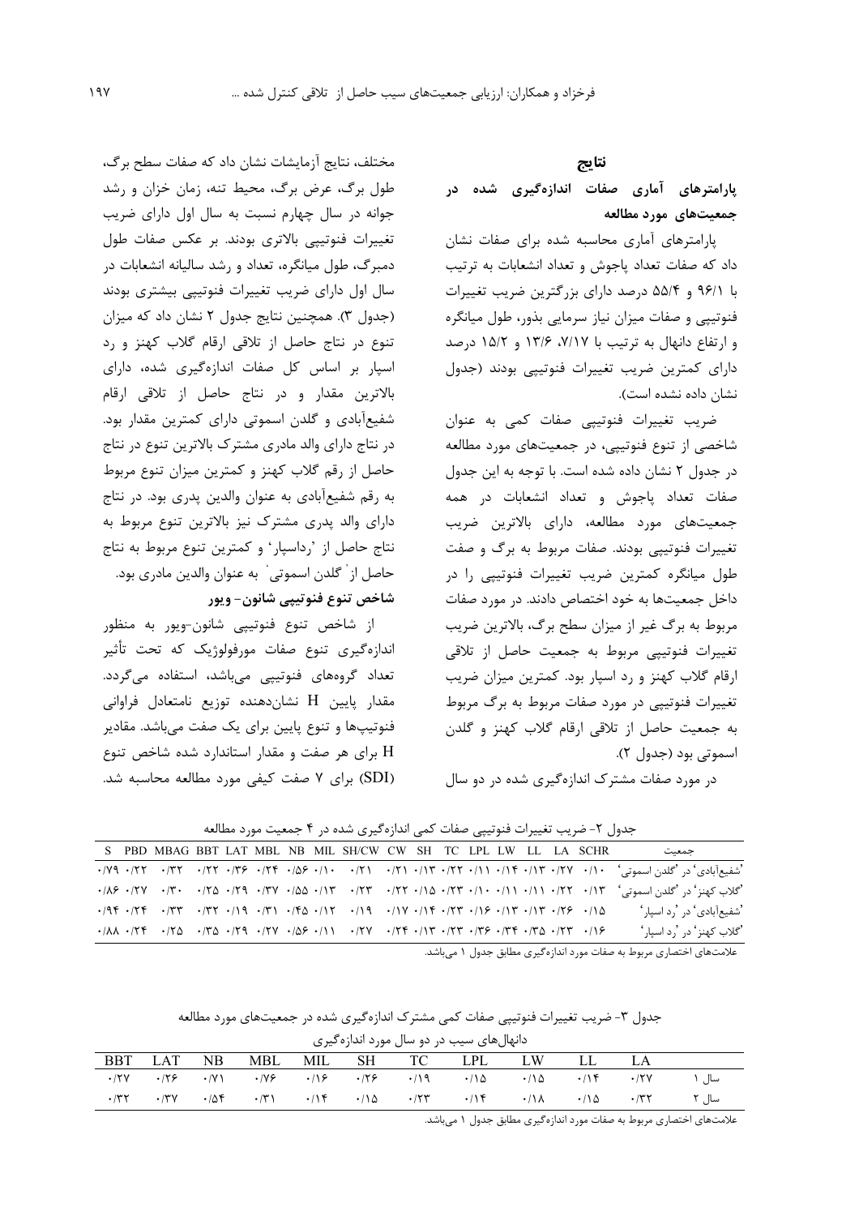## نتایج

### پارامترهای آماری صفات اندازه‌گیری شده در جمعیت‌های مورد مطالعه

پارامترهای آماری محاسبه شده برای صفات نشان داد که صفات تعداد پاجوش و تعداد انشعابات به ترتیب با ۹۶/۱ و ۵۵/۴ درصد دارای بزرگترین ضریب تغییرات فنوتیپی و صفات میزان نیاز سرمایی بذور، طول میانگره و ارتفاع دانهال به ترتیب با ۷/۱۷، ۱۳/۶ و ۱۵/۲ درصد دارای کمترین ضریب تغییرات فنوتیپی بودند (جدول نشان داده نشده است).

ضریب تغییرات فنوتیپی صفات کمی به عنوان شاخصی از تنوع فنوتیپی، در جمعیت‌های مورد مطالعه در جدول ۲ نشان داده شده است. با توجه به این جدول صفات تعداد پاجوش و تعداد انشعابات در همه جمعیت‌های مورد مطالعه، دارای بالاترین ضریب تغییرات فنوتیپی بودند. صفات مربوط به برگ و صفت طول میانگره کمترین ضریب تغییرات فنوتیپی را در داخل جمعیت‌ها به خود اختصاص دادند. در مورد صفات مربوط به برگ غیر از میزان سطح برگ، بالاترین ضریب تغییرات فنوتیپی مربوط به جمعیت حاصل از تلاقی ارقام گلاب کهنز و رد اسپار بود. کمترین میزان ضریب تغییرات فنوتیپی در مورد صفات مربوط به برگ مربوط به جمعیت حاصل از تلاقی ارقام گلاب کهنز و گلدن اسموتی بود (جدول ۲).

در مورد صفات مشترک اندازه‌گیری شده در دو سال مختلف، نتایج آزمایشات نشان داد که صفات سطح برگ، طول برگ، عرض برگ، محیط تنه، زمان خزان و رشد جوانه در سال چهارم نسبت به سال اول دارای ضریب تغییرات فنوتیپی بالاتری بودند. بر عکس صفات طول دمبرگ، طول میانگره، تعداد و رشد سالیانه انشعابات در سال اول دارای ضریب تغییرات فنوتیپی بیشتری بودند (جدول ۳). همچنین نتایج جدول ۲ نشان داد که میزان تنوع در نتاج حاصل از تلاقی ارقام گلاب کهنز و رد اسپار بر اساس کل صفات اندازه‌گیری شده، دارای بالاترین مقدار و در نتاج حاصل از تلاقی ارقام شفیع‌آبادی و گلدن اسموتی دارای کمترین مقدار بود. در نتاج دارای والد مادری مشترک بالاترین تنوع در نتاج حاصل از رقم گلاب کهنز و کمترین میزان تنوع مربوط به رقم شفیع‌آبادی به عنوان والدین پدری بود. در نتاج دارای والد پدری مشترک نیز بالاترین تنوع مربوط به نتاج حاصل از 'رداسپار' و کمترین تنوع مربوط به نتاج حاصل از 'گلدن اسموتی' به عنوان والدین مادری بود.

### شاخص تنوع فنوتیپی شانون- ویور

از شاخص تنوع فنوتیپی شانون-ویور به منظور اندازه‌گیری تنوع صفات مورفولوژیک که تحت تأثیر تعداد گروه‌های فنوتیپی می‌باشد، استفاده می‌گردد. مقدار پایین H نشان‌دهنده توزیع نامتعادل فراوانی فنوتیپ‌ها و تنوع پایین برای یک صفت می‌باشد. مقادیر H برای هر صفت و مقدار استاندارد شده شاخص تنوع (SDI) برای ۷ صفت کیفی مورد مطالعه محاسبه شد.

جدول ۲- ضریب تغییرات فنوتیپی صفات کمی اندازه‌گیری شده در ۴ جمعیت مورد مطالعه

| جمعیت | SCHR | LA | LL | LW | LPL | TC | SH | CW | SH/CW | MIL | NB | MBL | LAT | BBT | MBAG | PBD | S |
|---|---|---|---|---|---|---|---|---|---|---|---|---|---|---|---|---|---|
| 'شفیع‌آبادی' در 'گلدن اسموتی' | ۰/۱۰ | ۰/۲۷ | ۰/۱۳ | ۰/۱۴ | ۰/۱۱ | ۰/۲۲ | ۰/۱۳ | ۰/۲۱ | ۰/۲۱ | ۰/۱۰ | ۰/۵۶ | ۰/۲۴ | ۰/۳۶ | ۰/۲۲ | ۰/۳۲ | ۰/۲۲ | ۰/۷۹ |
| 'گلاب کهنز' در 'گلدن اسموتی' | ۰/۱۳ | ۰/۲۲ | ۰/۱۱ | ۰/۱۱ | ۰/۱۰ | ۰/۲۳ | ۰/۱۵ | ۰/۲۲ | ۰/۲۳ | ۰/۱۳ | ۰/۵۵ | ۰/۳۷ | ۰/۲۹ | ۰/۲۵ | ۰/۳۰ | ۰/۲۷ | ۰/۸۶ |
| 'شفیع‌آبادی' در 'رد اسپار' | ۰/۱۵ | ۰/۲۶ | ۰/۱۳ | ۰/۱۳ | ۰/۱۶ | ۰/۲۳ | ۰/۱۴ | ۰/۱۷ | ۰/۱۹ | ۰/۱۲ | ۰/۴۵ | ۰/۳۱ | ۰/۱۹ | ۰/۳۲ | ۰/۳۳ | ۰/۲۴ | ۰/۹۴ |
| 'گلاب کهنز' در 'رد اسپار' | ۰/۱۶ | ۰/۲۳ | ۰/۳۵ | ۰/۳۴ | ۰/۳۶ | ۰/۲۳ | ۰/۱۳ | ۰/۲۴ | ۰/۲۷ | ۰/۱۱ | ۰/۵۶ | ۰/۲۷ | ۰/۲۹ | ۰/۳۵ | ۰/۲۵ | ۰/۲۴ | ۰/۸۸ |

علامت‌های اختصاری مربوط به صفات مورد اندازه‌گیری مطابق جدول ۱ می‌باشد.

جدول ۳- ضریب تغییرات فنوتیپی صفات کمی مشترک اندازه‌گیری شده در جمعیت‌های مورد مطالعه

| | دانهال‌های سیب در دو سال مورد اندازه‌گیری | | | | | | | | | | |
|---|---|---|---|---|---|---|---|---|---|---|---|
| | LA | LL | LW | LPL | TC | SH | MIL | MBL | NB | LAT | BBT |
| سال ۱ | ۰/۲۷ | ۰/۱۴ | ۰/۱۵ | ۰/۱۵ | ۰/۱۹ | ۰/۲۶ | ۰/۱۶ | ۰/۷۶ | ۰/۷۱ | ۰/۲۶ | ۰/۲۷ |
| سال ۲ | ۰/۳۲ | ۰/۱۵ | ۰/۱۸ | ۰/۱۴ | ۰/۲۳ | ۰/۱۵ | ۰/۱۴ | ۰/۳۱ | ۰/۵۴ | ۰/۳۷ | ۰/۳۲ |

علامت‌های اختصاری مربوط به صفات مورد اندازه‌گیری مطابق جدول ۱ می‌باشد.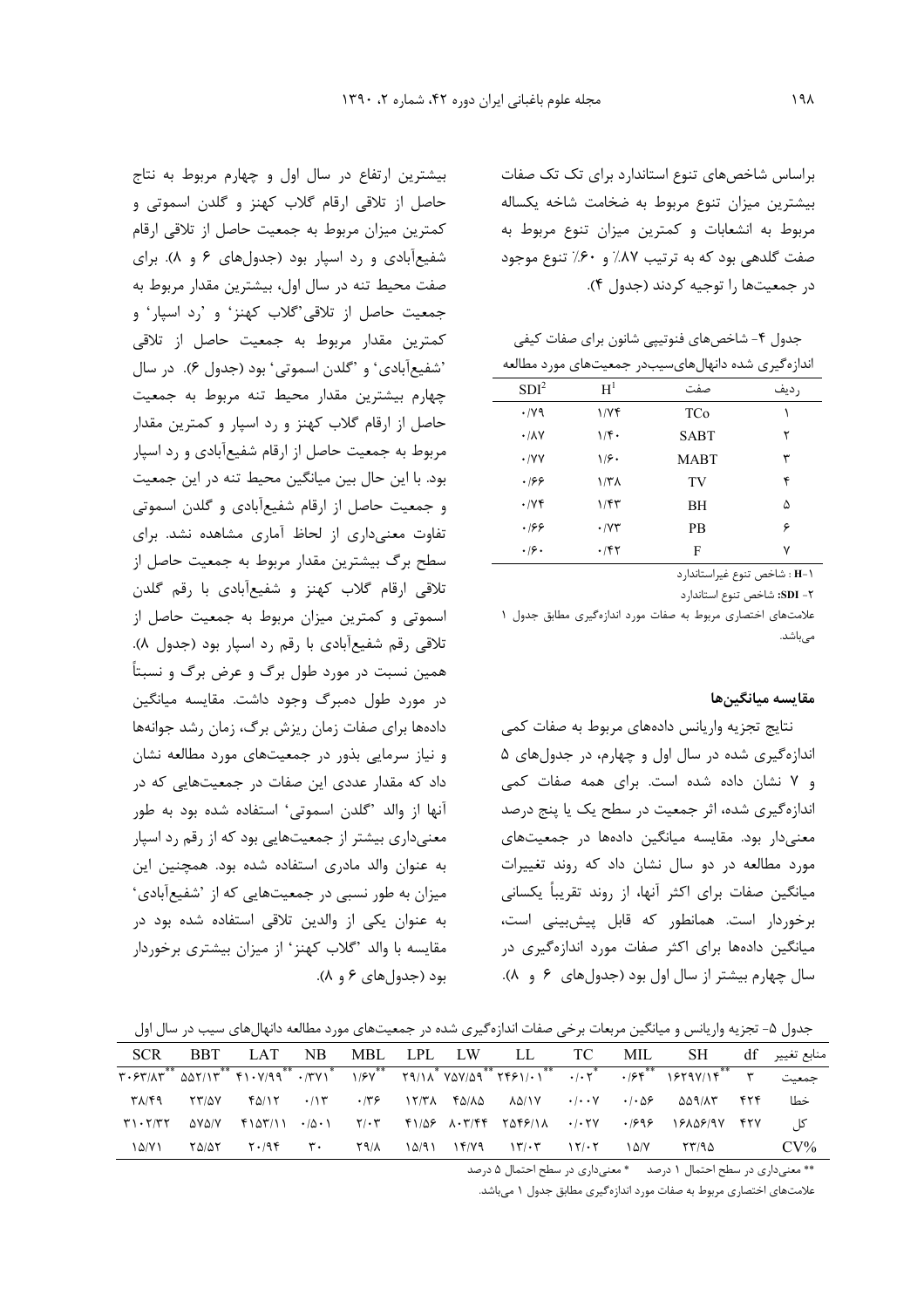براساس شاخص‌های تنوع استاندارد برای تک تک صفات بیشترین میزان تنوع مربوط به ضخامت شاخه یکساله مربوط به انشعابات و کمترین میزان تنوع مربوط به صفت گلدهی بود که به ترتیب ۸۷٪ و ۶۰٪ تنوع موجود در جمعیت‌ها را توجیه کردند (جدول ۴).

جدول ۴- شاخص‌های فنوتیپی شانون برای صفات کیفی اندازه‌گیری شده دانهال‌های‌سیب‌در جمعیت‌های مورد مطالعه

| ردیف | صفت | H[1] | SDI[2] |
|---|---|---|---|
| ۱ | TCo | ۱/۷۴ | ۰/۷۹ |
| ۲ | SABT | ۱/۴۰ | ۰/۸۷ |
| ۳ | MABT | ۱/۶۰ | ۰/۷۷ |
| ۴ | TV | ۱/۳۸ | ۰/۶۶ |
| ۵ | BH | ۱/۴۳ | ۰/۷۴ |
| ۶ | PB | ۰/۷۳ | ۰/۶۶ |
| ۷ | F | ۰/۴۲ | ۰/۶۰ |

۱- H : شاخص تنوع غیراستاندارد

۲- SDI: شاخص تنوع استاندارد

علامت‌های اختصاری مربوط به صفات مورد اندازه‌گیری مطابق جدول ۱ می‌باشد.

### مقایسه میانگین‌ها

نتایج تجزیه واریانس داده‌های مربوط به صفات کمی اندازه‌گیری شده در سال اول و چهارم، در جدول‌های ۵ و ۷ نشان داده شده است. برای همه صفات کمی اندازه‌گیری شده، اثر جمعیت در سطح یک یا پنج درصد معنی‌دار بود. مقایسه میانگین داده‌ها در جمعیت‌های مورد مطالعه در دو سال نشان داد که روند تغییرات میانگین صفات برای اکثر آنها، از روند تقریباً یکسانی برخوردار است. همانطور که قابل پیش‌بینی است، میانگین داده‌ها برای اکثر صفات مورد اندازه‌گیری در سال چهارم بیشتر از سال اول بود (جدول‌های ۶ و ۸).

بیشترین ارتفاع در سال اول و چهارم مربوط به نتاج حاصل از تلاقی ارقام گلاب کهنز و گلدن اسموتی و کمترین میزان مربوط به جمعیت حاصل از تلاقی ارقام شفیع‌آبادی و رد اسپار بود (جدول‌های ۶ و ۸). برای صفت محیط تنه در سال اول، بیشترین مقدار مربوط به جمعیت حاصل از تلاقی'گلاب کهنز' و 'رد اسپار' و کمترین مقدار مربوط به جمعیت حاصل از تلاقی 'شفیع‌آبادی' و 'گلدن اسموتی' بود (جدول ۶). در سال چهارم بیشترین مقدار محیط تنه مربوط به جمعیت حاصل از ارقام گلاب کهنز و رد اسپار و کمترین مقدار مربوط به جمعیت حاصل از ارقام شفیع‌آبادی و رد اسپار بود. با این حال بین میانگین محیط تنه در این جمعیت و جمعیت حاصل از ارقام شفیع‌آبادی و گلدن اسموتی تفاوت معنی‌داری از لحاظ آماری مشاهده نشد. برای سطح برگ بیشترین مقدار مربوط به جمعیت حاصل از تلاقی ارقام گلاب کهنز و شفیع‌آبادی با رقم گلدن اسموتی و کمترین میزان مربوط به جمعیت حاصل از تلاقی رقم شفیع‌آبادی با رقم رد اسپار بود (جدول ۸). همین نسبت در مورد طول برگ و عرض برگ و نسبتاً در مورد طول دمبرگ وجود داشت. مقایسه میانگین داده‌ها برای صفات زمان ریزش برگ، زمان رشد جوانه‌ها و نیاز سرمایی بذور در جمعیت‌های مورد مطالعه نشان داد که مقدار عددی این صفات در جمعیت‌هایی که در آنها از والد 'گلدن اسموتی' استفاده شده بود به طور معنی‌داری بیشتر از جمعیت‌هایی بود که از رقم رد اسپار به عنوان والد مادری استفاده شده بود. همچنین این میزان به طور نسبی در جمعیت‌هایی که از 'شفیع‌آبادی' به عنوان یکی از والدین تلاقی استفاده شده بود در مقایسه با والد 'گلاب کهنز' از میزان بیشتری برخوردار بود (جدول‌های ۶ و ۸).

جدول ۵- تجزیه واریانس و میانگین مربعات برخی صفات اندازه‌گیری شده در جمعیت‌های مورد مطالعه دانهال‌های سیب در سال اول

| منابع تغییر | df | SH | MIL | TC | LL | LW | LPL | MBL | NB | LAT | BBT | SCR |
|---|---|---|---|---|---|---|---|---|---|---|---|---|
| جمعیت | ۳ | ۱۶۲۹۷/۱۴** | ۰/۶۴** | ۰/۰۲* | ۲۴۶۱/۰۱** | ۷۵۷/۵۹** | ۲۹/۱۸* | ۱/۶۷** | ۰/۳۷۱* | ۴۱۰۷/۹۹** | ۵۵۲/۱۳** | ۳۰۶۳/۸۳** |
| خطا | ۴۲۴ | ۵۵۹/۸۳ | ۰/۰۵۶ | ۰/۰۰۷ | ۸۵/۱۷ | ۴۵/۸۵ | ۱۲/۳۸ | ۰/۳۶ | ۰/۱۳ | ۴۵/۱۲ | ۲۳/۵۷ | ۳۸/۴۹ |
| کل | ۴۲۷ | ۱۶۸۵۶/۹۷ | ۰/۶۹۶ | ۰/۰۲۷ | ۲۵۴۶/۱۸ | ۸۰۳/۴۴ | ۴۱/۵۶ | ۲/۰۳ | ۰/۵۰۱ | ۴۱۵۳/۱۱ | ۵۷۵/۷ | ۳۱۰۲/۳۲ |
| CV% | | ۲۳/۹۵ | ۱۵/۷ | ۱۲/۰۲ | ۱۳/۰۳ | ۱۴/۷۹ | ۱۵/۹۱ | ۲۹/۸ | ۳۰ | ۲۰/۹۴ | ۲۵/۵۲ | ۱۵/۷۱ |

** معنی‌داری در سطح احتمال ۱ درصد &nbsp;&nbsp; * معنی‌داری در سطح احتمال ۵ درصد

علامت‌های اختصاری مربوط به صفات مورد اندازه‌گیری مطابق جدول ۱ می‌باشد.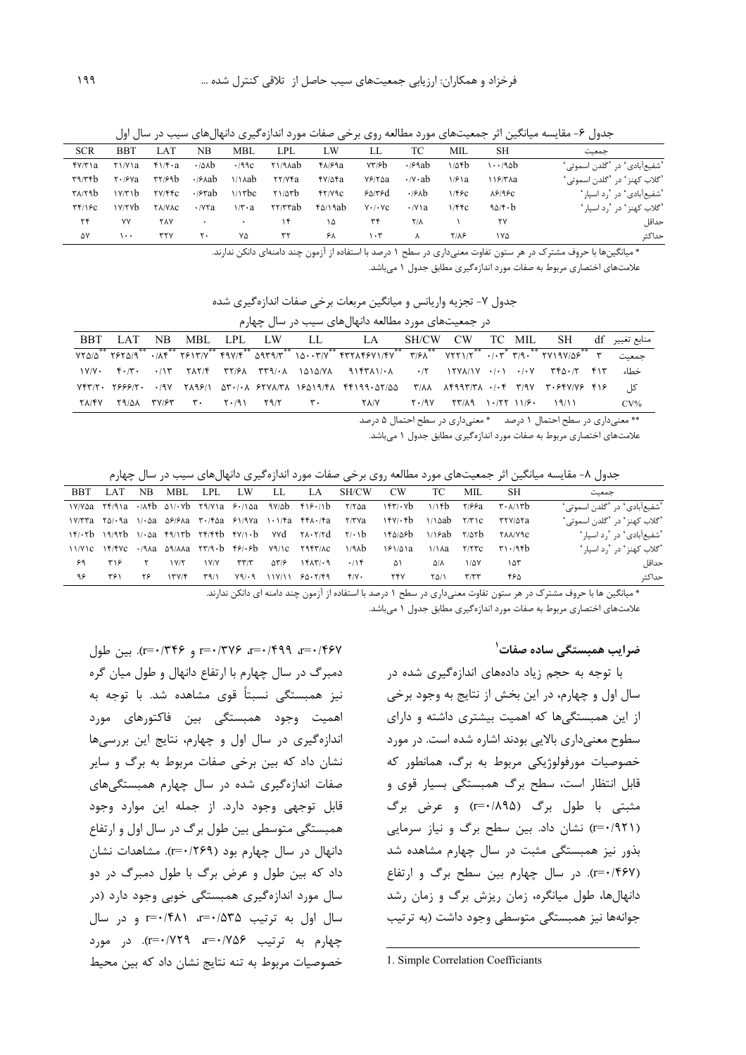جدول ۶- مقایسه میانگین اثر جمعیت‌های مورد مطالعه روی برخی صفات مورد اندازه‌گیری دانهال‌های سیب در سال اول

| جمعیت | SH | MIL | TC | LL | LW | LPL | MBL | NB | LAT | BBT | SCR |
|---|---|---|---|---|---|---|---|---|---|---|---|
| 'شفیع‌آبادی' در 'گلدن اسموتی' | ۱۰۰/۹۵b | ۱/۵۴b | ۰/۶۹ab | ۷۳/۶b | ۴۸/۶۹a | ۲۱/۹۸ab | ۰/۹۹c | ۰/۵۸b | ۴۱/۴۰a | ۲۱/۷۱a | ۴۷/۳۱a |
| 'گلاب کهنز' در 'گلدن اسموتی' | ۱۱۶/۳۸a | ۱/۶۱a | ۰/۷۰ab | ۷۶/۲۵a | ۴۷/۵۴a | ۲۲/۷۴a | ۱/۱۸ab | ۰/۶۸ab | ۳۲/۶۹b | ۲۰/۶۷a | ۳۹/۳۴b |
| 'شفیع‌آبادی' در 'رد اسپار' | ۸۶/۹۶c | ۱/۴۶c | ۰/۶۸b | ۶۵/۳۶d | ۴۲/۷۹c | ۲۱/۵۳b | ۱/۱۳bc | ۰/۶۳ab | ۲۷/۴۴c | ۱۷/۳۱b | ۳۸/۲۹b |
| 'گلاب کهنز' در 'رد اسپار' | ۹۵/۴۰b | ۱/۴۴c | ۰/۷۱a | ۷۰/۰۷c | ۴۵/۱۹ab | ۲۲/۳۳ab | ۱/۳۰a | ۰/۷۲a | ۲۸/۷۸c | ۱۷/۲۷b | ۳۴/۱۶c |
| حداقل | ۲۷ | ۱ | ۲/۸ | ۳۴ | ۱۵ | ۱۴ | ۰ | ۰ | ۲۸۷ | ۷۷ | ۲۴ |
| حداکثر | ۱۷۵ | ۲/۸۶ | ۸ | ۱۰۳ | ۶۸ | ۳۲ | ۷۵ | ۲۰ | ۳۳۷ | ۱۰۰ | ۵۷ |

* میانگین‌ها با حروف مشترک در هر ستون تفاوت معنی‌داری در سطح ۱ درصد با استفاده از آزمون چند دامنه‌ای دانکن ندارند.
علامت‌های اختصاری مربوط به صفات مورد اندازه‌گیری مطابق جدول ۱ می‌باشد.

جدول ۷- تجزیه واریانس و میانگین مربعات برخی صفات اندازه‌گیری شده در جمعیت‌های مورد مطالعه دانهال‌های سیب در سال چهارم

| منابع تغییر | df | SH | MIL | TC | CW | SH/CW | LA | LL | LW | LPL | MBL | NB | LAT | BBT |
|---|---|---|---|---|---|---|---|---|---|---|---|---|---|---|
| جمعیت | ۳ | **۲۷۱۹۷/۵۶ | **۳/۹۰ | *۰/۰۳ | **۷۲۲۱/۲ | **۳/۶۸ | **۴۳۲۸۴۶۷۱/۴۷ | **۱۵۰۰۳/۷ | **۵۹۳۹/۳ | **۴۹۷/۴ | **۲۶۱۳/۷ | **۰/۸۴ | **۲۶۲۵/۹ | **۷۲۵/۵ |
| خطاء | ۴۱۳ | ۳۴۵۰/۲ | ۰/۰۷ | ۰/۰۱ | ۱۲۷۸/۱۷ | ۰/۲ | ۹۱۴۳۸۱/۰۸ | ۱۵۱۵/۷۸ | ۳۳۹/۰۸ | ۳۲/۶۸ | ۲۸۲/۴ | ۰/۱۳ | ۴۰/۳۰ | ۱۷/۷۰ |
| کل | ۴۱۶ | ۳۰۶۴۷/۷۶ | ۳/۹۷ | ۰/۰۴ | ۸۴۹۹۳/۳۸ | ۳/۸۸ | ۴۴۱۹۹۰۵۲/۵۵ | ۱۶۵۱۹/۴۸ | ۶۲۷۸/۳۸ | ۵۳۰/۰۸ | ۲۸۹۶/۱ | ۰/۹۷ | ۲۶۶۶/۲۰ | ۷۴۳/۲۰ |
| CV% | | ۱۹/۱۱ | ۱۱/۶۰ | ۱۰/۲۲ | ۲۳/۸۹ | ۲۰/۹۷ | ۲۸/۷ | ۳۰ | ۲۹/۲ | ۲۰/۹۱ | ۳۰ | ۳۷/۶۳ | ۲۹/۵۸ | ۲۸/۴۷ |

** معنی‌داری در سطح احتمال ۱ درصد &nbsp;&nbsp; * معنی‌داری در سطح احتمال ۵ درصد
علامت‌های اختصاری مربوط به صفات مورد اندازه‌گیری مطابق جدول ۱ می‌باشد.

جدول ۸- مقایسه میانگین اثر جمعیت‌های مورد مطالعه روی برخی صفات مورد اندازه‌گیری دانهال‌های سیب در سال چهارم

| جمعیت | SH | MIL | TC | CW | SH/CW | LA | LL | LW | LPL | MBL | NB | LAT | BBT |
|---|---|---|---|---|---|---|---|---|---|---|---|---|---|
| 'شفیع‌آبادی' در 'گلدن اسموتی' | ۳۰۸/۱۳b | ۲/۶۶a | ۱/۱۴b | ۱۴۳/۰۷b | ۲/۲۵a | ۴۱۶۰/۱b | ۹۷/۵b | ۶۰/۱۵a | ۲۹/۷۱a | ۵۱/۰۷b | ۰/۸۴b | ۲۴/۹۱a | ۱۷/۷۵a |
| 'گلاب کهنز' در 'گلدن اسموتی' | ۳۲۷/۵۲a | ۲/۳۱c | ۱/۱۵ab | ۱۴۷/۰۴b | ۲/۳۷a | ۴۴۸۰/۴a | ۱۰۱/۴a | ۶۱/۹۷a | ۳۰/۴۵a | ۵۶/۶۸a | ۱/۰۵a | ۲۵/۰۹a | ۱۷/۳۳a |
| 'شفیع‌آبادی' در 'رد اسپار' | ۲۸۸/۷۹c | ۲/۵۳b | ۱/۱۶ab | ۱۴۵/۵۶b | ۲/۰۱b | ۲۸۰۲/۷d | ۷۷d | ۴۷/۱۰b | ۲۴/۴۴b | ۴۹/۱۳b | ۱/۰۵a | ۱۹/۹۲b | ۱۴/۰۲b |
| 'گلاب کهنز' در 'رد اسپار' | ۳۱۰/۹۴b | ۲/۲۳c | ۱/۱۸a | ۱۶۱/۵۱a | ۱/۹۸b | ۲۹۴۳/۸c | ۷۹/۱c | ۴۶/۰۶b | ۲۳/۹۰b | ۵۹/۸۸a | ۰/۹۸a | ۱۴/۴۷c | ۱۱/۷۱c |
| حداقل | ۱۵۳ | ۱/۵۷ | ۵/۸ | ۵۱ | ۰/۱۴ | ۱۴۸۳/۰۹ | ۵۳/۶ | ۳۳/۳ | ۱۷/۷ | ۱۷/۲ | ۲ | ۳۱۶ | ۶۹ |
| حداکثر | ۴۶۵ | ۳/۳۳ | ۲۵/۱ | ۲۴۷ | ۴/۷۰ | ۶۵۰۲/۴۹ | ۱۱۷/۱۱ | ۷۹/۰۹ | ۳۹/۱ | ۱۳۷/۴ | ۲۶ | ۳۶۱ | ۹۶ |

* میانگین ها با حروف مشترک در هر ستون تفاوت معنی‌داری در سطح ۱ درصد با استفاده از آزمون چند دامنه ای دانکن ندارند.
علامت‌های اختصاری مربوط به صفات مورد اندازه‌گیری مطابق جدول ۱ می‌باشد.

### ضرایب همبستگی ساده صفات[1]

با توجه به حجم زیاد داده‌های اندازه‌گیری شده در سال اول و چهارم، در این بخش از نتایج به وجود برخی از این همبستگی‌ها که اهمیت بیشتری داشته و دارای سطوح معنی‌داری بالایی بودند اشاره شده است. در مورد خصوصیات مورفولوژیکی مربوط به برگ، همانطور که قابل انتظار است، سطح برگ همبستگی بسیار قوی و مثبتی با طول برگ (r=۰/۸۹۵) و عرض برگ (r=۰/۹۲۱) نشان داد. بین سطح برگ و نیاز سرمایی بذور نیز همبستگی مثبت در سال چهارم مشاهده شد (r=۰/۴۶۷). در سال چهارم بین سطح برگ و ارتفاع دانهال‌ها، طول میانگره، زمان ریزش برگ و زمان رشد جوانه‌ها نیز همبستگی متوسطی وجود داشت (به ترتیب r=۰/۴۶۷، r=۰/۴۹۹، r=۰/۳۷۶ و r=۰/۳۴۶). بین طول دمبرگ در سال چهارم با ارتفاع دانهال و طول میان گره نیز همبستگی نسبتاً قوی مشاهده شد. با توجه به اهمیت وجود همبستگی بین فاکتورهای مورد اندازه‌گیری در سال اول و چهارم، نتایج این بررسی‌ها نشان داد که بین برخی صفات مربوط به برگ و سایر صفات اندازه‌گیری شده در سال چهارم همبستگی‌های قابل توجهی وجود دارد. از جمله این موارد وجود همبستگی متوسطی بین طول برگ در سال اول و ارتفاع دانهال در سال چهارم بود (r=۰/۲۶۹). مشاهدات نشان داد که بین طول و عرض برگ با طول دمبرگ در دو سال مورد اندازه‌گیری همبستگی خوبی وجود دارد (در سال اول به ترتیب r=۰/۵۳۵، r=۰/۴۸۱ و در سال چهارم به ترتیب r=۰/۷۵۶، r=۰/۷۲۹). در مورد خصوصیات مربوط به تنه نتایج نشان داد که بین محیط

1. Simple Correlation Coefficiants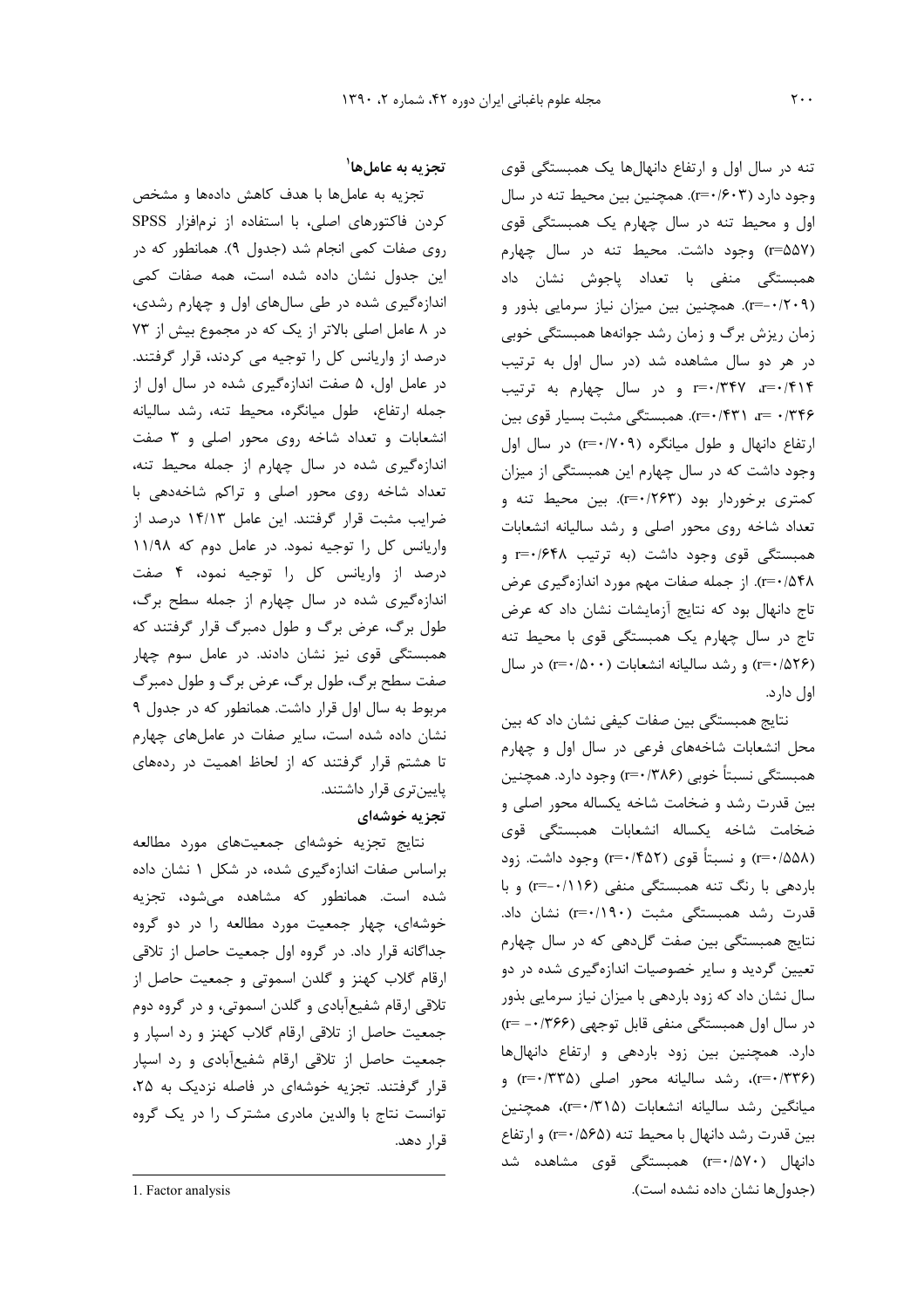تنه در سال اول و ارتفاع دانهال‌ها یک همبستگی قوی وجود دارد (r=۰/۶۰۳). همچنین بین محیط تنه در سال اول و محیط تنه در سال چهارم یک همبستگی قوی (r=۵۵۷) وجود داشت. محیط تنه در سال چهارم همبستگی منفی با تعداد پاجوش نشان داد (r=-۰/۲۰۹). همچنین بین میزان نیاز سرمایی بذور و زمان ریزش برگ و زمان رشد جوانه‌ها همبستگی خوبی در هر دو سال مشاهده شد (در سال اول به ترتیب r=۰/۴۱۴، r=۰/۳۴۷ و در سال چهارم به ترتیب r= ۰/۳۴۶، r=۰/۴۳۱). همبستگی مثبت بسیار قوی بین ارتفاع دانهال و طول میانگره (r=۰/۷۰۹) در سال اول وجود داشت که در سال چهارم این همبستگی از میزان کمتری برخوردار بود (r=۰/۲۶۳). بین محیط تنه و تعداد شاخه روی محور اصلی و رشد سالیانه انشعابات همبستگی قوی وجود داشت (به ترتیب r=۰/۶۴۸ و r=۰/۵۴۸). از جمله صفات مهم مورد اندازه‌گیری عرض تاج دانهال بود که نتایج آزمایشات نشان داد که عرض تاج در سال چهارم یک همبستگی قوی با محیط تنه (r=۰/۵۲۶) و رشد سالیانه انشعابات (r=۰/۵۰۰) در سال اول دارد.

نتایج همبستگی بین صفات کیفی نشان داد که بین محل انشعابات شاخه‌های فرعی در سال اول و چهارم همبستگی نسبتاً خوبی (r=۰/۳۸۶) وجود دارد. همچنین بین قدرت رشد و ضخامت شاخه یکساله محور اصلی و ضخامت شاخه یکساله انشعابات همبستگی قوی (r=۰/۵۵۸) و نسبتاً قوی (r=۰/۴۵۲) وجود داشت. زود باردهی با رنگ تنه همبستگی منفی (r=-۰/۱۱۶) و با قدرت رشد همبستگی مثبت (r=۰/۱۹۰) نشان داد. نتایج همبستگی بین صفت گل‌دهی که در سال چهارم تعیین گردید و سایر خصوصیات اندازه‌گیری شده در دو سال نشان داد که زود باردهی با میزان نیاز سرمایی بذور در سال اول همبستگی منفی قابل توجهی (r= -۰/۳۶۶) دارد. همچنین بین زود باردهی و ارتفاع دانهال‌ها (r=۰/۳۳۶)، رشد سالیانه محور اصلی (r=۰/۳۳۵) و میانگین رشد سالیانه انشعابات (r=۰/۳۱۵)، همچنین بین قدرت رشد دانهال با محیط تنه (r=۰/۵۶۵) و ارتفاع دانهال (r=۰/۵۷۰) همبستگی قوی مشاهده شد (جدول‌ها نشان داده نشده است).

### تجزیه به عامل‌ها[1]

تجزیه به عامل‌ها با هدف کاهش داده‌ها و مشخص کردن فاکتورهای اصلی، با استفاده از نرم‌افزار SPSS روی صفات کمی انجام شد (جدول ۹). همانطور که در این جدول نشان داده شده است، همه صفات کمی اندازه‌گیری شده در طی سال‌های اول و چهارم رشدی، در ۸ عامل اصلی بالاتر از یک که در مجموع بیش از ۷۳ درصد از واریانس کل را توجیه می کردند، قرار گرفتند. در عامل اول، ۵ صفت اندازه‌گیری شده در سال اول از جمله ارتفاع، طول میانگره، محیط تنه، رشد سالیانه انشعابات و تعداد شاخه روی محور اصلی و ۳ صفت اندازه‌گیری شده در سال چهارم از جمله محیط تنه، تعداد شاخه روی محور اصلی و تراکم شاخه‌دهی با ضرایب مثبت قرار گرفتند. این عامل ۱۴/۱۳ درصد از واریانس کل را توجیه نمود. در عامل دوم که ۱۱/۹۸ درصد از واریانس کل را توجیه نمود، ۴ صفت اندازه‌گیری شده در سال چهارم از جمله سطح برگ، طول برگ، عرض برگ و طول دمبرگ قرار گرفتند که همبستگی قوی نیز نشان دادند. در عامل سوم چهار صفت سطح برگ، طول برگ، عرض برگ و طول دمبرگ مربوط به سال اول قرار داشت. همانطور که در جدول ۹ نشان داده شده است، سایر صفات در عامل‌های چهارم تا هشتم قرار گرفتند که از لحاظ اهمیت در رده‌های پایین‌تری قرار داشتند.

### تجزیه خوشه‌ای

نتایج تجزیه خوشه‌ای جمعیت‌های مورد مطالعه براساس صفات اندازه‌گیری شده، در شکل ۱ نشان داده شده است. همانطور که مشاهده می‌شود، تجزیه خوشه‌ای، چهار جمعیت مورد مطالعه را در دو گروه جداگانه قرار داد. در گروه اول جمعیت حاصل از تلاقی ارقام گلاب کهنز و گلدن اسموتی و جمعیت حاصل از تلاقی ارقام شفیع‌آبادی و گلدن اسموتی، و در گروه دوم جمعیت حاصل از تلاقی ارقام گلاب کهنز و رد اسپار و جمعیت حاصل از تلاقی ارقام شفیع‌آبادی و رد اسپار قرار گرفتند. تجزیه خوشه‌ای در فاصله نزدیک به ۲۵، توانست نتاج با والدین مادری مشترک را در یک گروه قرار دهد.

1. Factor analysis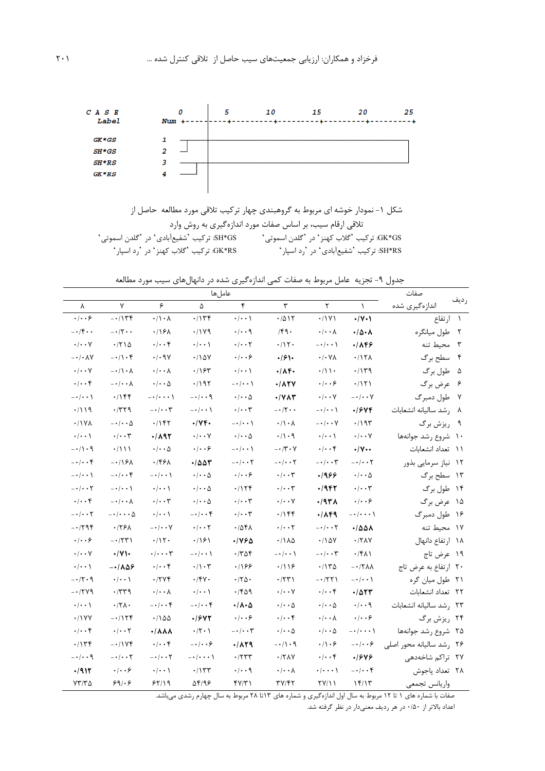```
C A S E          0         5        10        15        20        25
  Label    Num  +---------+---------+---------+---------+---------+

  GK*GS      1
  SH*GS      2
  SH*RS      3
  GK*RS      4
```

شکل ۱- نمودار خوشه ای مربوط به گروهبندی چهار ترکیب تلاقی مورد مطالعه حاصل از تلاقی ارقام سیب، بر اساس صفات مورد اندازه‌گیری به روش وارد

GK*GS: ترکیب 'گلاب کهنز' در 'گلدن اسموتی'     SH*GS: ترکیب 'شفیع‌آبادی' در 'گلدن اسموتی'

SH*RS: ترکیب 'شفیع‌آبادی' در 'رد اسپار'     GK*RS: ترکیب 'گلاب کهنز' در 'رد اسپار'

جدول ۹- تجزیه عامل مربوط به صفات کمی اندازه‌گیری شده در دانهال‌های سیب مورد مطالعه

| ردیف | صفات اندازه‌گیری شده | عامل‌ها | | | | | | | |
|---|---|---|---|---|---|---|---|---|---|
| | | ۱ | ۲ | ۳ | ۴ | ۵ | ۶ | ۷ | ۸ |
| ۱ | ارتفاع | **۰/۷۰۱** | ۰/۱۷۱ | ۰/۵۱۲ | ۰/۰۰۱ | ۰/۱۳۴ | ۰/۱۰۸ | -۰/۱۳۴ | ۰/۰۰۶ |
| ۲ | طول میانگره | **۰/۵۰۸** | ۰/۰۰۸ | /۴۹۰ | ۰/۰۰۹ | ۰/۱۷۹ | ۰/۱۶۸ | -۰/۲۰۰ | -۰/۴۰۰ |
| ۳ | محیط تنه | **۰/۸۴۶** | -۰/۰۰۱ | ۰/۱۲۰ | ۰/۰۰۲ | ۰/۰۰۱ | ۰/۰۰۴ | ۰/۲۱۵ | ۰/۰۰۷ |
| ۴ | سطح برگ | ۰/۱۲۸ | ۰/۰۷۸ | **۰/۶۱۰** | ۰/۰۰۶ | ۰/۱۵۷ | ۰/۰۹۷ | -۰/۱۰۴ | -۰/۰۸۷ |
| ۵ | طول برگ | ۰/۱۳۹ | ۰/۱۱۰ | **۰/۸۴۰** | ۰/۰۰۱ | ۰/۱۶۳ | ۰/۰۰۸ | -۰/۱۰۸ | ۰/۰۰۷ |
| ۶ | عرض برگ | ۰/۱۲۱ | ۰/۰۰۶ | **۰/۸۲۷** | -۰/۰۰۱ | ۰/۱۹۲ | ۰/۰۰۵ | -۰/۰۰۸ | ۰/۰۰۴ |
| ۷ | طول دمبرگ | -۰/۰۰۷ | ۰/۰۰۷ | **۰/۷۸۳** | ۰/۰۰۵ | -۰/۰۰۹ | -۰/۰۰۰۱ | ۰/۱۴۴ | -۰/۰۰۱ |
| ۸ | رشد سالیانه انشعابات | **۰/۶۷۴** | -۰/۰۰۱ | -۰/۲۰۰ | ۰/۰۰۳ | -۰/۰۰۱ | -۰/۰۰۳ | ۰/۳۲۹ | ۰/۱۱۹ |
| ۹ | ریزش برگ | ۰/۱۹۳ | -۰/۰۰۷ | ۰/۱۰۸ | -۰/۰۰۱ | **۰/۷۴۰** | ۰/۱۴۲ | -۰/۰۰۵ | ۰/۱۷۸ |
| ۱۰ | شروع رشد جوانه‌ها | ۰/۰۰۷ | ۰/۰۰۱ | ۰/۱۰۹ | ۰/۰۰۵ | ۰/۰۰۷ | **۰/۸۹۲** | ۰/۰۰۳ | ۰/۰۰۱ |
| ۱۱ | تعداد انشعابات | **۰/۷۰۰** | ۰/۰۰۴ | -۰/۳۰۷ | -۰/۰۰۱ | ۰/۰۰۶ | ۰/۰۰۵ | ۰/۱۱۱ | -۰/۱۰۹ |
| ۱۲ | نیاز سرمایی بذور | -۰/۰۰۲ | -۰/۰۰۳ | -۰/۰۰۲ | -۰/۰۰۲ | **۰/۵۵۳** | ۰/۴۶۸ | -۰/۱۶۸ | -۰/۰۰۴ |
| ۱۳ | سطح برگ | ۰/۰۰۵ | **۰/۹۶۶** | ۰/۰۰۳ | ۰/۰۰۶ | ۰/۰۰۵ | -۰/۰۰۱ | -۰/۰۰۴ | -۰/۰۰۱ |
| ۱۴ | طول برگ | ۰/۰۰۳ | **۰/۹۴۲** | ۰/۰۰۳ | ۰/۱۲۴ | ۰/۰۰۵ | ۰/۰۰۱ | -۰/۰۰۱ | -۰/۰۰۲ |
| ۱۵ | عرض برگ | ۰/۰۰۶ | **۰/۹۳۸** | ۰/۰۰۷ | ۰/۰۰۳ | ۰/۰۰۵ | ۰/۰۰۳ | -۰/۰۰۸ | ۰/۰۰۴ |
| ۱۶ | طول دمبرگ | -۰/۰۰۰۱ | **۰/۸۴۹** | ۰/۱۴۴ | ۰/۰۰۳ | -۰/۰۰۴ | ۰/۰۰۱ | -۰/۰۰۰۵ | -۰/۰۰۲ |
| ۱۷ | محیط تنه | **۰/۵۵۸** | -۰/۰۰۲ | ۰/۰۰۲ | ۰/۵۴۸ | ۰/۰۰۲ | -۰/۰۰۷ | ۰/۲۶۸ | -۰/۲۹۴ |
| ۱۸ | ارتفاع دانهال | ۰/۲۸۷ | ۰/۱۵۷ | ۰/۱۸۵ | **۰/۷۶۵** | ۰/۱۶۱ | ۰/۱۲۰ | -۰/۲۳۱ | ۰/۰۰۶ |
| ۱۹ | عرض تاج | ۰/۴۸۱ | -۰/۰۰۳ | -۰/۰۰۱ | ۰/۳۵۴ | -۰/۰۰۱ | ۰/۰۰۰۳ | **۰/۷۱۰** | ۰/۰۰۷ |
| ۲۰ | ارتفاع به عرض تاج | -۰/۲۸۸ | ۰/۱۳۵ | ۰/۱۱۶ | ۰/۱۶۶ | ۰/۱۰۳ | ۰/۰۰۴ | **-۰/۸۵۶** | ۰/۰۰۱ |
| ۲۱ | طول میان گره | -۰/۰۰۱ | -۰/۲۲۱ | ۰/۲۳۱ | ۰/۲۵۰ | ۰/۴۷۰ | ۰/۲۷۴ | ۰/۰۰۱ | -۰/۲۰۹ |
| ۲۲ | تعداد انشعابات | **۰/۵۲۳** | ۰/۰۰۴ | ۰/۰۰۷ | ۰/۴۵۹ | ۰/۰۰۱ | ۰/۰۰۸ | ۰/۳۳۹ | -۰/۲۷۹ |
| ۲۳ | رشد سالیانه انشعابات | ۰/۰۰۹ | ۰/۰۰۵ | ۰/۰۰۵ | **۰/۸۰۵** | -۰/۰۰۴ | -۰/۰۰۴ | ۰/۲۸۰ | ۰/۰۰۱ |
| ۲۴ | ریزش برگ | ۰/۰۰۶ | ۰/۰۰۸ | ۰/۰۰۴ | ۰/۰۰۶ | **۰/۶۷۲** | ۰/۱۵۵ | -۰/۱۲۴ | ۰/۱۷۷ |
| ۲۵ | شروع رشد جوانه‌ها | -۰/۰۰۰۱ | ۰/۰۰۵ | ۰/۰۰۵ | -۰/۰۰۳ | ۰/۲۰۱ | **۰/۸۸۸** | ۰/۰۰۲ | ۰/۰۰۴ |
| ۲۶ | رشد سالیانه محور اصلی | -۰/۰۰۶ | ۰/۱۰۶ | -۰/۱۰۹ | **۰/۸۲۹** | -۰/۰۰۶ | ۰/۰۰۴ | -۰/۱۷۴ | ۰/۱۳۴ |
| ۲۷ | تراکم شاخه‌دهی | **۰/۶۷۶** | ۰/۰۰۴ | ۰/۲۸۷ | ۰/۲۳۳ | -۰/۰۰۰۱ | -۰/۰۰۲ | -۰/۰۰۲ | -۰/۰۰۹ |
| ۲۸ | تعداد پاجوش | -۰/۰۰۴ | ۰/۰۰۰۱ | ۰/۰۰۸ | ۰/۰۰۹ | ۰/۱۳۳ | ۰/۰۰۱ | ۰/۰۰۶ | **۰/۹۱۲** |
| | واریانس تجمعی | ۱۴/۱۳ | ۲۷/۱۱ | ۳۷/۴۲ | ۴۷/۳۱ | ۵۴/۹۶ | ۶۲/۱۹ | ۶۹/۰۶ | ۷۳/۳۵ |

صفات با شماره های ۱ تا ۱۲ مربوط به سال اول اندازه‌گیری و شماره های ۱۳تا ۲۸ مربوط به سال چهارم رشدی می‌باشد.

اعداد بالاتر از ۰/۵۰ در هر ردیف معنی‌دار در نظر گرفته شد.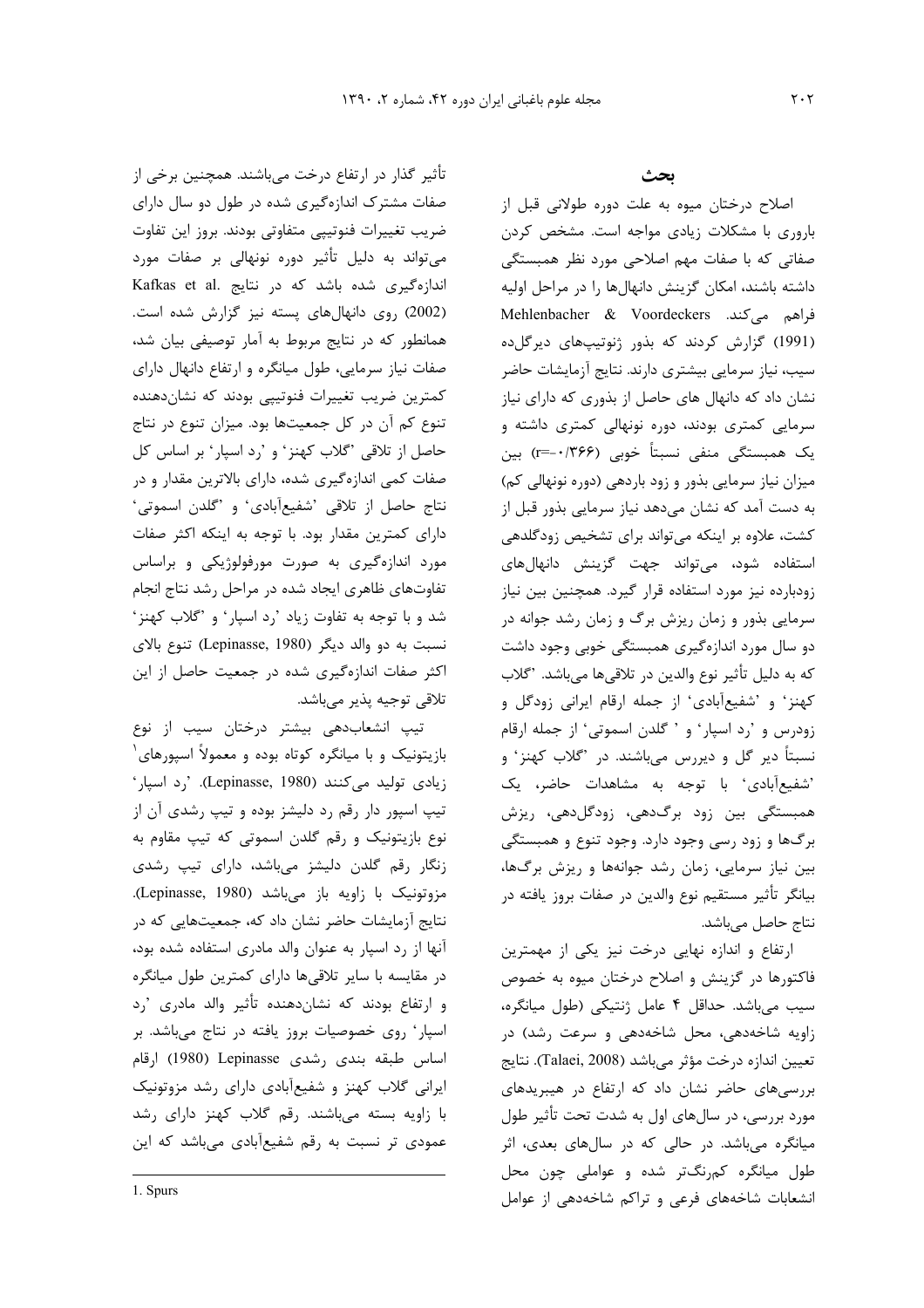## بحث

اصلاح درختان میوه به علت دوره طولانی قبل از باروری با مشکلات زیادی مواجه است. مشخص کردن صفاتی که با صفات مهم اصلاحی مورد نظر همبستگی داشته باشند، امکان گزینش دانهال‌ها را در مراحل اولیه فراهم می‌کند. Mehlenbacher & Voordeckers (1991) گزارش کردند که بذور ژنوتیپ‌های دیرگل‌ده سیب، نیاز سرمایی بیشتری دارند. نتایج آزمایشات حاضر نشان داد که دانهال های حاصل از بذوری که دارای نیاز سرمایی کمتری بودند، دوره نونهالی کمتری داشته و یک همبستگی منفی نسبتاً خوبی (r=-۰/۳۶۶) بین میزان نیاز سرمایی بذور و زود باردهی (دوره نونهالی کم) به دست آمد که نشان می‌دهد نیاز سرمایی بذور قبل از کشت، علاوه بر اینکه می‌تواند برای تشخیص زودگلدهی استفاده شود، می‌تواند جهت گزینش دانهال‌های زودبارده نیز مورد استفاده قرار گیرد. همچنین بین نیاز سرمایی بذور و زمان ریزش برگ و زمان رشد جوانه در دو سال مورد اندازه‌گیری همبستگی خوبی وجود داشت که به دلیل تأثیر نوع والدین در تلاقی‌ها می‌باشد. 'گلاب کهنز' و 'شفیع‌آبادی' از جمله ارقام ایرانی زودگل و زودرس و 'رد اسپار' و ' گلدن اسموتی' از جمله ارقام نسبتاً دیر گل و دیررس می‌باشند. در 'گلاب کهنز' و 'شفیع‌آبادی' با توجه به مشاهدات حاضر، یک همبستگی بین زود برگ‌دهی، زودگل‌دهی، ریزش برگ‌ها و زود رسی وجود دارد. وجود تنوع و همبستگی بین نیاز سرمایی، زمان رشد جوانه‌ها و ریزش برگ‌ها، بیانگر تأثیر مستقیم نوع والدین در صفات بروز یافته در نتاج حاصل می‌باشد.

ارتفاع و اندازه نهایی درخت نیز یکی از مهمترین فاکتورها در گزینش و اصلاح درختان میوه به خصوص سیب می‌باشد. حداقل ۴ عامل ژنتیکی (طول میانگره، زاویه شاخه‌دهی، محل شاخه‌دهی و سرعت رشد) در تعیین اندازه درخت مؤثر می‌باشد (Talaei, 2008). نتایج بررسی‌های حاضر نشان داد که ارتفاع در هیبریدهای مورد بررسی، در سال‌های اول به شدت تحت تأثیر طول میانگره می‌باشد. در حالی که در سال‌های بعدی، اثر طول میانگره کم‌رنگ‌تر شده و عواملی چون محل انشعابات شاخه‌های فرعی و تراکم شاخه‌دهی از عوامل تأثیر گذار در ارتفاع درخت می‌باشند. همچنین برخی از صفات مشترک اندازه‌گیری شده در طول دو سال دارای ضریب تغییرات فنوتیپی متفاوتی بودند. بروز این تفاوت می‌تواند به دلیل تأثیر دوره نونهالی بر صفات مورد اندازه‌گیری شده باشد که در نتایج Kafkas et al. (2002) روی دانهال‌های پسته نیز گزارش شده است. همانطور که در نتایج مربوط به آمار توصیفی بیان شد، صفات نیاز سرمایی، طول میانگره و ارتفاع دانهال دارای کمترین ضریب تغییرات فنوتیپی بودند که نشان‌دهنده تنوع کم آن در کل جمعیت‌ها بود. میزان تنوع در نتاج حاصل از تلاقی 'گلاب کهنز' و 'رد اسپار' بر اساس کل صفات کمی اندازه‌گیری شده، دارای بالاترین مقدار و در نتاج حاصل از تلاقی 'شفیع‌آبادی' و 'گلدن اسموتی' دارای کمترین مقدار بود. با توجه به اینکه اکثر صفات مورد اندازه‌گیری به صورت مورفولوژیکی و براساس تفاوت‌های ظاهری ایجاد شده در مراحل رشد نتاج انجام شد و با توجه به تفاوت زیاد 'رد اسپار' و 'گلاب کهنز' نسبت به دو والد دیگر (Lepinasse, 1980) تنوع بالای اکثر صفات اندازه‌گیری شده در جمعیت حاصل از این تلاقی توجیه پذیر می‌باشد.

تیپ انشعاب‌دهی بیشتر درختان سیب از نوع بازیتونیک و با میانگره کوتاه بوده و معمولاً اسپورهای[1] زیادی تولید می‌کنند (Lepinasse, 1980). 'رد اسپار' تیپ اسپور دار رقم رد دلیشز بوده و تیپ رشدی آن از نوع بازیتونیک و رقم گلدن اسموتی که تیپ مقاوم به زنگار رقم گلدن دلیشز می‌باشد، دارای تیپ رشدی مزوتونیک با زاویه باز می‌باشد (Lepinasse, 1980). نتایج آزمایشات حاضر نشان داد که، جمعیت‌هایی که در آنها از رد اسپار به عنوان والد مادری استفاده شده بود، در مقایسه با سایر تلاقی‌ها دارای کمترین طول میانگره و ارتفاع بودند که نشان‌دهنده تأثیر والد مادری 'رد اسپار' روی خصوصیات بروز یافته در نتاج می‌باشد. بر اساس طبقه بندی رشدی Lepinasse (1980) ارقام ایرانی گلاب کهنز و شفیع‌آبادی دارای رشد مزوتونیک با زاویه بسته می‌باشند. رقم گلاب کهنز دارای رشد عمودی تر نسبت به رقم شفیع‌آبادی می‌باشد که این

1. Spurs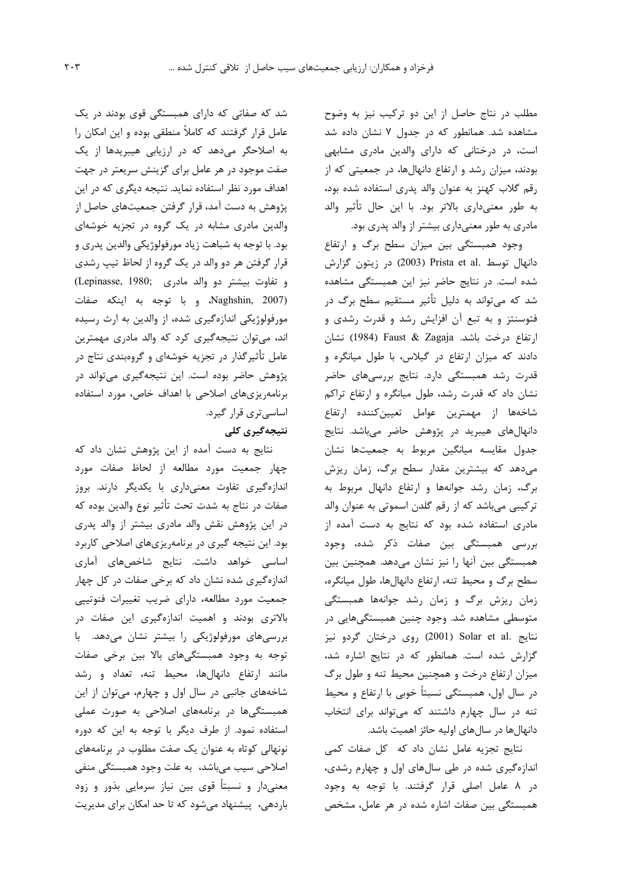مطلب در نتاج حاصل از این دو ترکیب نیز به وضوح مشاهده شد. همانطور که در جدول ۷ نشان داده شد است، در درختانی که دارای والدین مادری مشابهی بودند، میزان رشد و ارتفاع دانهال‌ها، در جمعیتی که از رقم گلاب کهنز به عنوان والد پدری استفاده شده بود، به طور معنی‌داری بالاتر بود. با این حال تأثیر والد مادری به طور معنی‌داری بیشتر از والد پدری بود.

وجود همبستگی بین میزان سطح برگ و ارتفاع دانهال توسط Prista et al. (2003) در زیتون گزارش شده است. در نتایج حاضر نیز این همبستگی مشاهده شد که می‌تواند به دلیل تأثیر مستقیم سطح برگ در فتوسنتز و به تبع آن افزایش رشد و قدرت رشدی و ارتفاع درخت باشد. Faust & Zagaja (1984) نشان دادند که میزان ارتفاع در گیلاس، با طول میانگره و قدرت رشد همبستگی دارد. نتایج بررسی‌های حاضر نشان داد که قدرت رشد، طول میانگره و ارتفاع تراکم شاخه‌ها از مهمترین عوامل تعیین‌کننده ارتفاع دانهال‌های هیبرید در پژوهش حاضر می‌باشد. نتایج جدول مقایسه میانگین مربوط به جمعیت‌ها نشان می‌دهد که بیشترین مقدار سطح برگ، زمان ریزش برگ، زمان رشد جوانه‌ها و ارتفاع دانهال مربوط به ترکیبی می‌باشد که از رقم گلدن اسموتی به عنوان والد مادری استفاده شده بود که نتایج به دست آمده از بررسی همبستگی بین صفات ذکر شده، وجود همبستگی بین آنها را نیز نشان می‌دهد. همچنین بین سطح برگ و محیط تنه، ارتفاع دانهال‌ها، طول میانگره، زمان ریزش برگ و زمان رشد جوانه‌ها همبستگی متوسطی مشاهده شد. وجود چنین همبستگی‌هایی در نتایج Solar et al. (2001) روی درختان گردو نیز گزارش شده است. همانطور که در نتایج اشاره شد، میزان ارتفاع درخت و همچنین محیط تنه و طول برگ در سال اول، همبستگی نسبتاً خوبی با ارتفاع و محیط تنه در سال چهارم داشتند که می‌تواند برای انتخاب دانهال‌ها در سال‌های اولیه حائز اهمیت باشد.

نتایج تجزیه عامل نشان داد که کل صفات کمی اندازه‌گیری شده در طی سال‌های اول و چهارم رشدی، در ۸ عامل اصلی قرار گرفتند. با توجه به وجود همبستگی بین صفات اشاره شده در هر عامل، مشخص شد که صفاتی که دارای همبستگی قوی بودند در یک عامل قرار گرفتند که کاملاً منطقی بوده و این امکان را به اصلاحگر می‌دهد که در ارزیابی هیبریدها از یک صفت موجود در هر عامل برای گزینش سریعتر در جهت اهداف مورد نظر استفاده نماید. نتیجه دیگری که در این پژوهش به دست آمد، قرار گرفتن جمعیت‌های حاصل از والدین مادری مشابه در یک گروه در تجزیه خوشه‌ای بود. با توجه به شباهت زیاد مورفولوژیکی والدین پدری و قرار گرفتن هر دو والد در یک گروه از لحاظ تیپ رشدی و تفاوت بیشتر دو والد مادری (Lepinasse, 1980; Naghshin, 2007)، و با توجه به اینکه صفات مورفولوژیکی اندازه‌گیری شده، از والدین به ارث رسیده اند، می‌توان نتیجه‌گیری کرد که والد مادری مهمترین عامل تأثیرگذار در تجزیه خوشه‌ای و گروه‌بندی نتاج در پژوهش حاضر بوده است. این نتیجه‌گیری می‌تواند در برنامه‌ریزی‌های اصلاحی با اهداف خاص، مورد استفاده اساسی‌تری قرار گیرد.

## نتیجه‌گیری کلی

نتایج به دست آمده از این پژوهش نشان داد که چهار جمعیت مورد مطالعه از لحاظ صفات مورد اندازه‌گیری تفاوت معنی‌داری با یکدیگر دارند. بروز صفات در نتاج به شدت تحت تأثیر نوع والدین بوده که در این پژوهش نقش والد مادری بیشتر از والد پدری بود. این نتیجه گیری در برنامه‌ریزی‌های اصلاحی کاربرد اساسی خواهد داشت. نتایج شاخص‌های آماری اندازه‌گیری شده نشان داد که برخی صفات در کل چهار جمعیت مورد مطالعه، دارای ضریب تغییرات فنوتیپی بالاتری بودند و اهمیت اندازه‌گیری این صفات در بررسی‌های مورفولوژیکی را بیشتر نشان می‌دهد. با توجه به وجود همبستگی‌های بالا بین برخی صفات مانند ارتفاع دانهال‌ها، محیط تنه، تعداد و رشد شاخه‌های جانبی در سال اول و چهارم، می‌توان از این همبستگی‌ها در برنامه‌های اصلاحی به صورت عملی استفاده نمود. از طرف دیگر با توجه به این که دوره نونهالی کوتاه به عنوان یک صفت مطلوب در برنامه‌های اصلاحی سیب می‌باشد، به علت وجود همبستگی منفی معنی‌دار و نسبتاً قوی بین نیاز سرمایی بذور و زود باردهی، پیشنهاد می‌شود که تا حد امکان برای مدیریت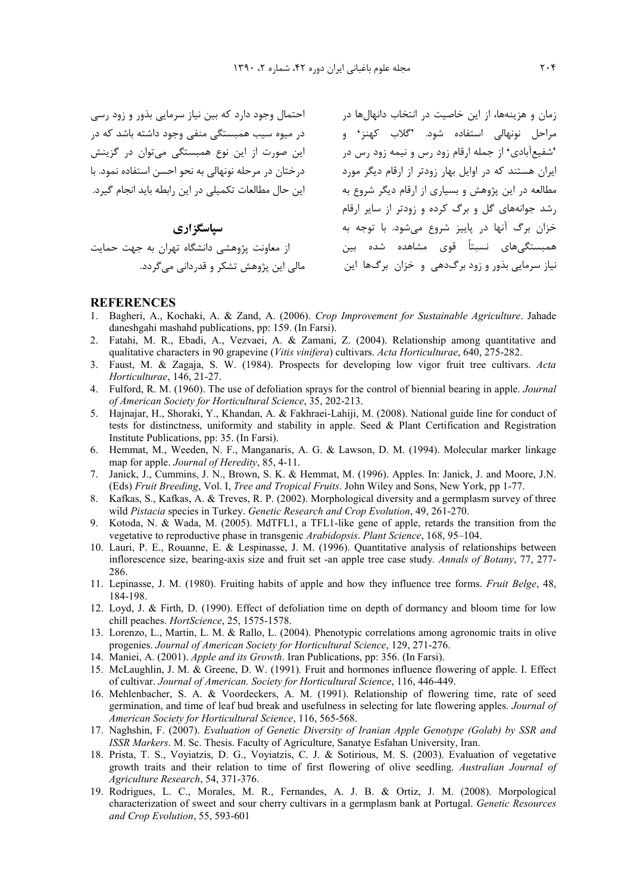زمان و هزینه‌ها، از این خاصیت در انتخاب دانهال‌ها در مراحل نونهالی استفاده شود. 'گلاب کهنز' و 'شفیع‌آبادی' از جمله ارقام زود رس و نیمه زود رس در ایران هستند که در اوایل بهار زودتر از ارقام دیگر مورد مطالعه در این پژوهش و بسیاری از ارقام دیگر شروع به رشد جوانه‌های گل و برگ کرده و زودتر از سایر ارقام خزان برگ آنها در پاییز شروع می‌شود. با توجه به همبستگی‌های نسبتاً قوی مشاهده شده بین نیاز سرمایی بذور و زود برگ‌دهی و خزان برگ‌ها این احتمال وجود دارد که بین نیاز سرمایی بذور و زود رسی در میوه سیب همبستگی منفی وجود داشته باشد که در این صورت از این نوع همبستگی می‌توان در گزینش درختان در مرحله نونهالی به نحو احسن استفاده نمود. با این حال مطالعات تکمیلی در این رابطه باید انجام گیرد.

## سپاسگزاری

از معاونت پژوهشی دانشگاه تهران به جهت حمایت مالی این پژوهش تشکر و قدردانی می‌گردد.

## REFERENCES

1. Bagheri, A., Kochaki, A. & Zand, A. (2006). *Crop Improvement for Sustainable Agriculture*. Jahade daneshgahi mashahd publications, pp: 159. (In Farsi).
2. Fatahi, M. R., Ebadi, A., Vezvaei, A. & Zamani, Z. (2004). Relationship among quantitative and qualitative characters in 90 grapevine (*Vitis vinifera*) cultivars. *Acta Horticulturae*, 640, 275-282.
3. Faust, M. & Zagaja, S. W. (1984). Prospects for developing low vigor fruit tree cultivars. *Acta Horticulturae*, 146, 21-27.
4. Fulford, R. M. (1960). The use of defoliation sprays for the control of biennial bearing in apple. *Journal of American Society for Horticultural Science*, 35, 202-213.
5. Hajnajar, H., Shoraki, Y., Khandan, A. & Fakhraei-Lahiji, M. (2008). National guide line for conduct of tests for distinctness, uniformity and stability in apple. Seed & Plant Certification and Registration Institute Publications, pp: 35. (In Farsi).
6. Hemmat, M., Weeden, N. F., Manganaris, A. G. & Lawson, D. M. (1994). Molecular marker linkage map for apple. *Journal of Heredity*, 85, 4-11.
7. Janick, J., Cummins, J. N., Brown, S. K. & Hemmat, M. (1996). Apples. In: Janick, J. and Moore, J.N. (Eds) *Fruit Breeding*, Vol. I, *Tree and Tropical Fruits*. John Wiley and Sons, New York, pp 1-77.
8. Kafkas, S., Kafkas, A. & Treves, R. P. (2002). Morphological diversity and a germplasm survey of three wild *Pistacia* species in Turkey. *Genetic Research and Crop Evolution*, 49, 261-270.
9. Kotoda, N. & Wada, M. (2005). MdTFL1, a TFL1-like gene of apple, retards the transition from the vegetative to reproductive phase in transgenic *Arabidopsis*. *Plant Science*, 168, 95–104.
10. Lauri, P. E., Rouanne, E. & Lespinasse, J. M. (1996). Quantitative analysis of relationships between inflorescence size, bearing-axis size and fruit set -an apple tree case study. *Annals of Botany*, 77, 277-286.
11. Lepinasse, J. M. (1980). Fruiting habits of apple and how they influence tree forms. *Fruit Belge*, 48, 184-198.
12. Loyd, J. & Firth, D. (1990). Effect of defoliation time on depth of dormancy and bloom time for low chill peaches. *HortScience*, 25, 1575-1578.
13. Lorenzo, L., Martin, L. M. & Rallo, L. (2004). Phenotypic correlations among agronomic traits in olive progenies. *Journal of American Society for Horticultural Science*, 129, 271-276.
14. Maniei, A. (2001). *Apple and its Growth*. Iran Publications, pp: 356. (In Farsi).
15. McLaughlin, J. M. & Greene, D. W. (1991). Fruit and hormones influence flowering of apple. I. Effect of cultivar. *Journal of American. Society for Horticultural Science*, 116, 446-449.
16. Mehlenbacher, S. A. & Voordeckers, A. M. (1991). Relationship of flowering time, rate of seed germination, and time of leaf bud break and usefulness in selecting for late flowering apples. *Journal of American Society for Horticultural Science*, 116, 565-568.
17. Naghshin, F. (2007). *Evaluation of Genetic Diversity of Iranian Apple Genotype (Golab) by SSR and ISSR Markers*. M. Sc. Thesis. Faculty of Agriculture, Sanatye Esfahan University, Iran.
18. Prista, T. S., Voyiatzis, D. G., Voyiatzis, C. J. & Sotirious, M. S. (2003). Evaluation of vegetative growth traits and their relation to time of first flowering of olive seedling. *Australian Journal of Agriculture Research*, 54, 371-376.
19. Rodrigues, L. C., Morales, M. R., Fernandes, A. J. B. & Ortiz, J. M. (2008). Morpological characterization of sweet and sour cherry cultivars in a germplasm bank at Portugal. *Genetic Resources and Crop Evolution*, 55, 593-601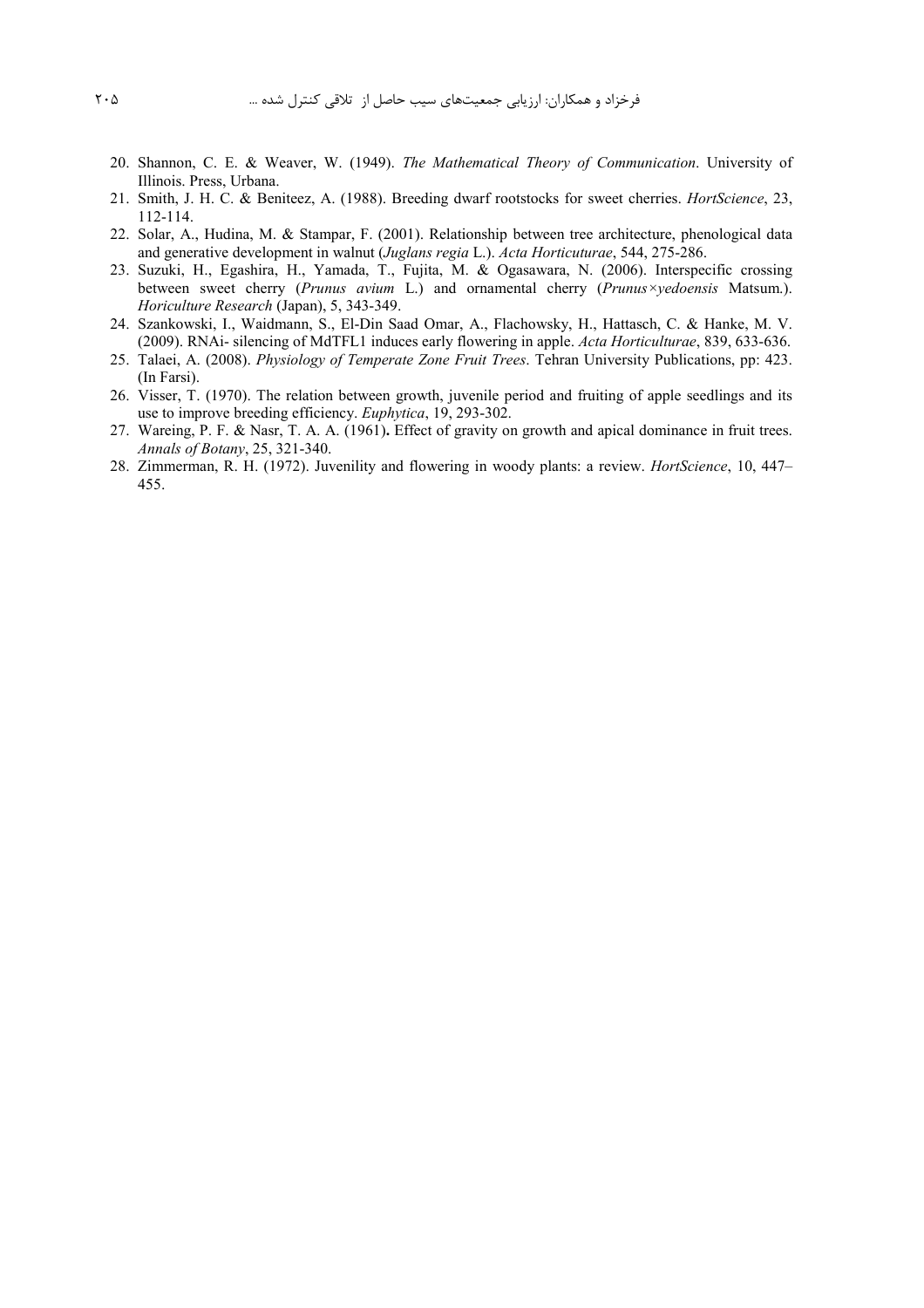20. Shannon, C. E. & Weaver, W. (1949). *The Mathematical Theory of Communication*. University of Illinois. Press, Urbana.
21. Smith, J. H. C. & Beniteez, A. (1988). Breeding dwarf rootstocks for sweet cherries. *HortScience*, 23, 112-114.
22. Solar, A., Hudina, M. & Stampar, F. (2001). Relationship between tree architecture, phenological data and generative development in walnut (*Juglans regia* L.). *Acta Horticuturae*, 544, 275-286.
23. Suzuki, H., Egashira, H., Yamada, T., Fujita, M. & Ogasawara, N. (2006). Interspecific crossing between sweet cherry (*Prunus avium* L.) and ornamental cherry (*Prunus×yedoensis* Matsum.). *Horiculture Research* (Japan), 5, 343-349.
24. Szankowski, I., Waidmann, S., El-Din Saad Omar, A., Flachowsky, H., Hattasch, C. & Hanke, M. V. (2009). RNAi- silencing of MdTFL1 induces early flowering in apple. *Acta Horticulturae*, 839, 633-636.
25. Talaei, A. (2008). *Physiology of Temperate Zone Fruit Trees*. Tehran University Publications, pp: 423. (In Farsi).
26. Visser, T. (1970). The relation between growth, juvenile period and fruiting of apple seedlings and its use to improve breeding efficiency. *Euphytica*, 19, 293-302.
27. Wareing, P. F. & Nasr, T. A. A. (1961). Effect of gravity on growth and apical dominance in fruit trees. *Annals of Botany*, 25, 321-340.
28. Zimmerman, R. H. (1972). Juvenility and flowering in woody plants: a review. *HortScience*, 10, 447–455.